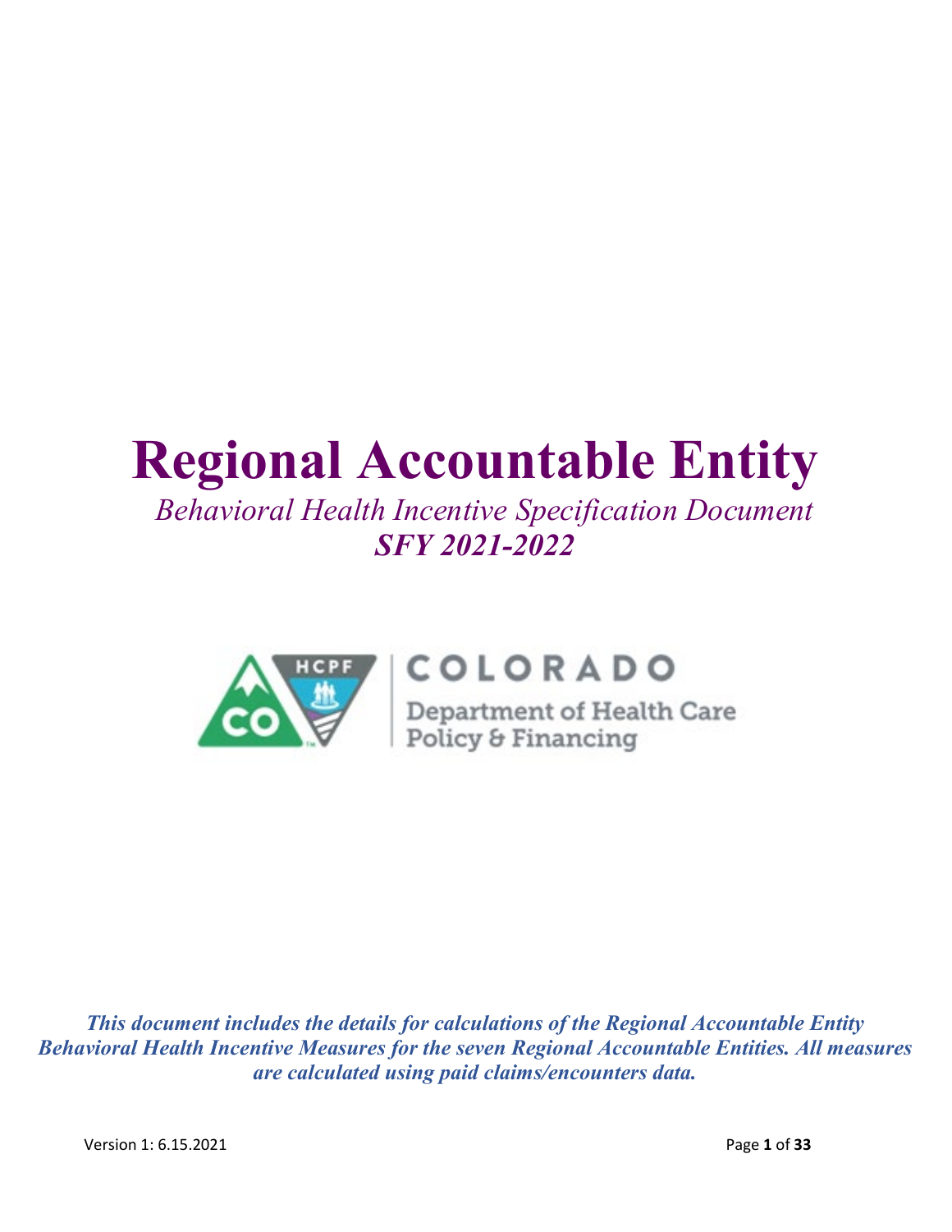# Regional Accountable Entity

*Behavioral Health Incentive Specification Document*

***SFY 2021-2022***

COLORADO

Department of Health Care Policy & Financing

***This document includes the details for calculations of the Regional Accountable Entity Behavioral Health Incentive Measures for the seven Regional Accountable Entities. All measures are calculated using paid claims/encounters data.***

Version 1: 6.15.2021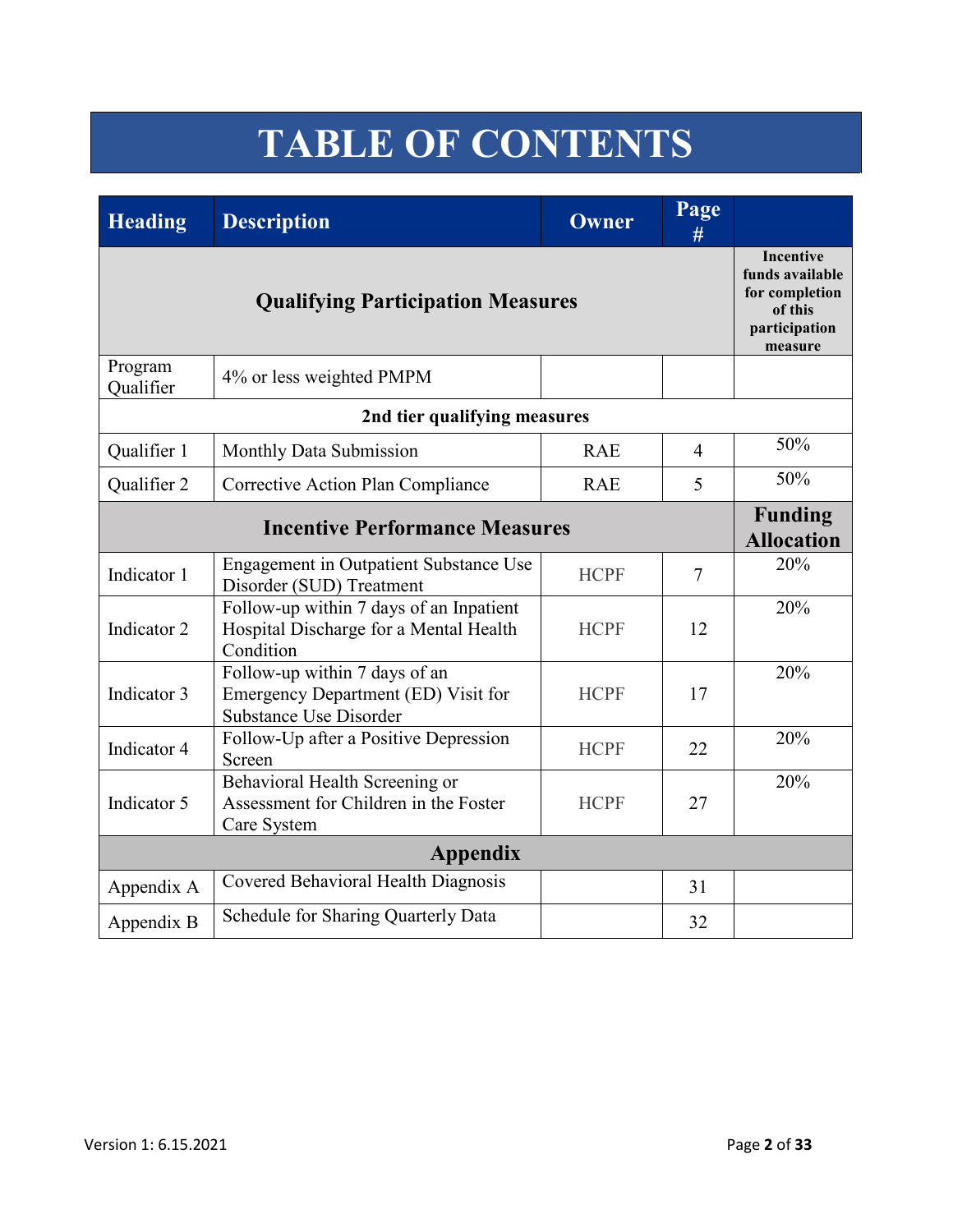# TABLE OF CONTENTS

| Heading | Description | Owner | Page # | |
|---|---|---|---|---|
| **Qualifying Participation Measures** | | | | **Incentive funds available for completion of this participation measure** |
| Program Qualifier | 4% or less weighted PMPM | | | |
| **2nd tier qualifying measures** | | | | |
| Qualifier 1 | Monthly Data Submission | RAE | 4 | 50% |
| Qualifier 2 | Corrective Action Plan Compliance | RAE | 5 | 50% |
| **Incentive Performance Measures** | | | | **Funding Allocation** |
| Indicator 1 | Engagement in Outpatient Substance Use Disorder (SUD) Treatment | HCPF | 7 | 20% |
| Indicator 2 | Follow-up within 7 days of an Inpatient Hospital Discharge for a Mental Health Condition | HCPF | 12 | 20% |
| Indicator 3 | Follow-up within 7 days of an Emergency Department (ED) Visit for Substance Use Disorder | HCPF | 17 | 20% |
| Indicator 4 | Follow-Up after a Positive Depression Screen | HCPF | 22 | 20% |
| Indicator 5 | Behavioral Health Screening or Assessment for Children in the Foster Care System | HCPF | 27 | 20% |
| **Appendix** | | | | |
| Appendix A | Covered Behavioral Health Diagnosis | | 31 | |
| Appendix B | Schedule for Sharing Quarterly Data | | 32 | |

Version 1: 6.15.2021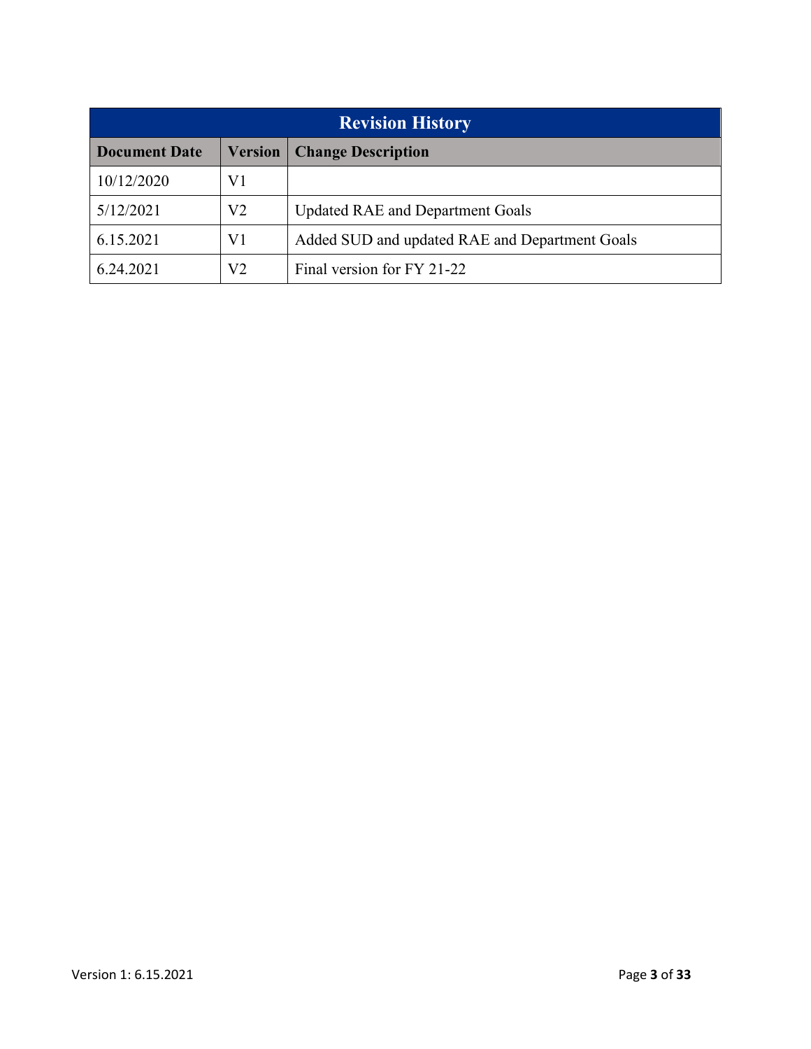| Revision History | | |
|---|---|---|
| **Document Date** | **Version** | **Change Description** |
| 10/12/2020 | V1 | |
| 5/12/2021 | V2 | Updated RAE and Department Goals |
| 6.15.2021 | V1 | Added SUD and updated RAE and Department Goals |
| 6.24.2021 | V2 | Final version for FY 21-22 |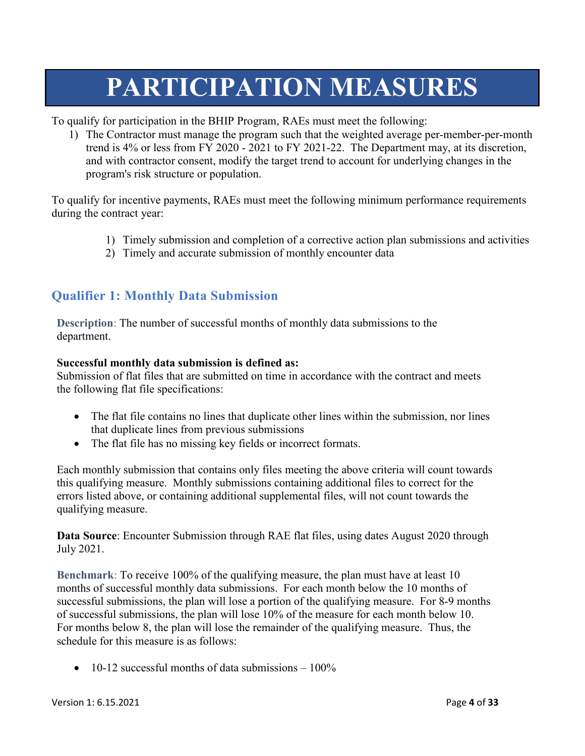# PARTICIPATION MEASURES

To qualify for participation in the BHIP Program, RAEs must meet the following:

1) The Contractor must manage the program such that the weighted average per-member-per-month trend is 4% or less from FY 2020 - 2021 to FY 2021-22. The Department may, at its discretion, and with contractor consent, modify the target trend to account for underlying changes in the program's risk structure or population.

To qualify for incentive payments, RAEs must meet the following minimum performance requirements during the contract year:

1) Timely submission and completion of a corrective action plan submissions and activities
2) Timely and accurate submission of monthly encounter data

## Qualifier 1: Monthly Data Submission

**Description**: The number of successful months of monthly data submissions to the department.

**Successful monthly data submission is defined as:**
Submission of flat files that are submitted on time in accordance with the contract and meets the following flat file specifications:

- The flat file contains no lines that duplicate other lines within the submission, nor lines that duplicate lines from previous submissions
- The flat file has no missing key fields or incorrect formats.

Each monthly submission that contains only files meeting the above criteria will count towards this qualifying measure. Monthly submissions containing additional files to correct for the errors listed above, or containing additional supplemental files, will not count towards the qualifying measure.

**Data Source**: Encounter Submission through RAE flat files, using dates August 2020 through July 2021.

**Benchmark**: To receive 100% of the qualifying measure, the plan must have at least 10 months of successful monthly data submissions. For each month below the 10 months of successful submissions, the plan will lose a portion of the qualifying measure. For 8-9 months of successful submissions, the plan will lose 10% of the measure for each month below 10. For months below 8, the plan will lose the remainder of the qualifying measure. Thus, the schedule for this measure is as follows:

- 10-12 successful months of data submissions – 100%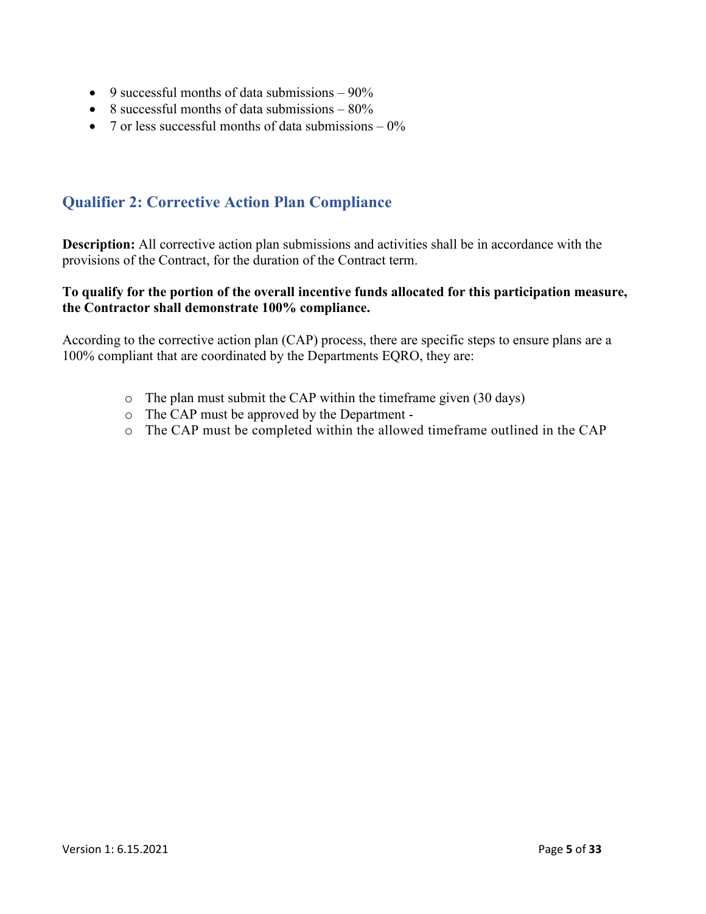- 9 successful months of data submissions – 90%
- 8 successful months of data submissions – 80%
- 7 or less successful months of data submissions – 0%

## Qualifier 2: Corrective Action Plan Compliance

**Description:** All corrective action plan submissions and activities shall be in accordance with the provisions of the Contract, for the duration of the Contract term.

**To qualify for the portion of the overall incentive funds allocated for this participation measure, the Contractor shall demonstrate 100% compliance.**

According to the corrective action plan (CAP) process, there are specific steps to ensure plans are a 100% compliant that are coordinated by the Departments EQRO, they are:

- The plan must submit the CAP within the timeframe given (30 days)
- The CAP must be approved by the Department -
- The CAP must be completed within the allowed timeframe outlined in the CAP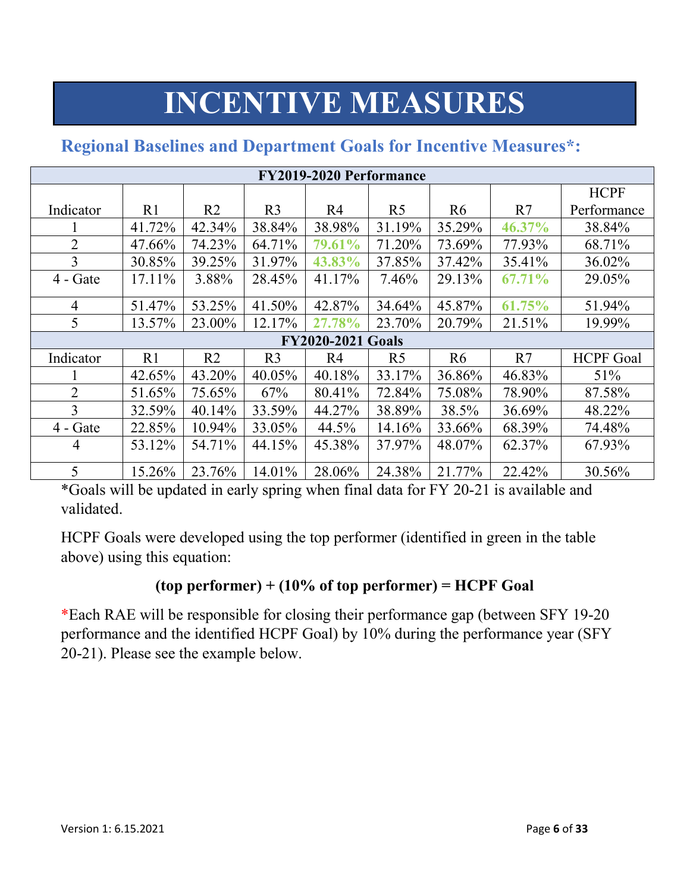# INCENTIVE MEASURES

## Regional Baselines and Department Goals for Incentive Measures*:

| FY2019-2020 Performance | | | | | | | | |
|---|---|---|---|---|---|---|---|---|
| Indicator | R1 | R2 | R3 | R4 | R5 | R6 | R7 | HCPF Performance |
| 1 | 41.72% | 42.34% | 38.84% | 38.98% | 31.19% | 35.29% | **46.37%** | 38.84% |
| 2 | 47.66% | 74.23% | 64.71% | **79.61%** | 71.20% | 73.69% | 77.93% | 68.71% |
| 3 | 30.85% | 39.25% | 31.97% | **43.83%** | 37.85% | 37.42% | 35.41% | 36.02% |
| 4 - Gate | 17.11% | 3.88% | 28.45% | 41.17% | 7.46% | 29.13% | **67.71%** | 29.05% |
| 4 | 51.47% | 53.25% | 41.50% | 42.87% | 34.64% | 45.87% | **61.75%** | 51.94% |
| 5 | 13.57% | 23.00% | 12.17% | **27.78%** | 23.70% | 20.79% | 21.51% | 19.99% |
| **FY2020-2021 Goals** | | | | | | | | |
| Indicator | R1 | R2 | R3 | R4 | R5 | R6 | R7 | HCPF Goal |
| 1 | 42.65% | 43.20% | 40.05% | 40.18% | 33.17% | 36.86% | 46.83% | 51% |
| 2 | 51.65% | 75.65% | 67% | 80.41% | 72.84% | 75.08% | 78.90% | 87.58% |
| 3 | 32.59% | 40.14% | 33.59% | 44.27% | 38.89% | 38.5% | 36.69% | 48.22% |
| 4 - Gate | 22.85% | 10.94% | 33.05% | 44.5% | 14.16% | 33.66% | 68.39% | 74.48% |
| 4 | 53.12% | 54.71% | 44.15% | 45.38% | 37.97% | 48.07% | 62.37% | 67.93% |
| 5 | 15.26% | 23.76% | 14.01% | 28.06% | 24.38% | 21.77% | 22.42% | 30.56% |

*Goals will be updated in early spring when final data for FY 20-21 is available and validated.

HCPF Goals were developed using the top performer (identified in green in the table above) using this equation:

**(top performer) + (10% of top performer) = HCPF Goal**

*Each RAE will be responsible for closing their performance gap (between SFY 19-20 performance and the identified HCPF Goal) by 10% during the performance year (SFY 20-21). Please see the example below.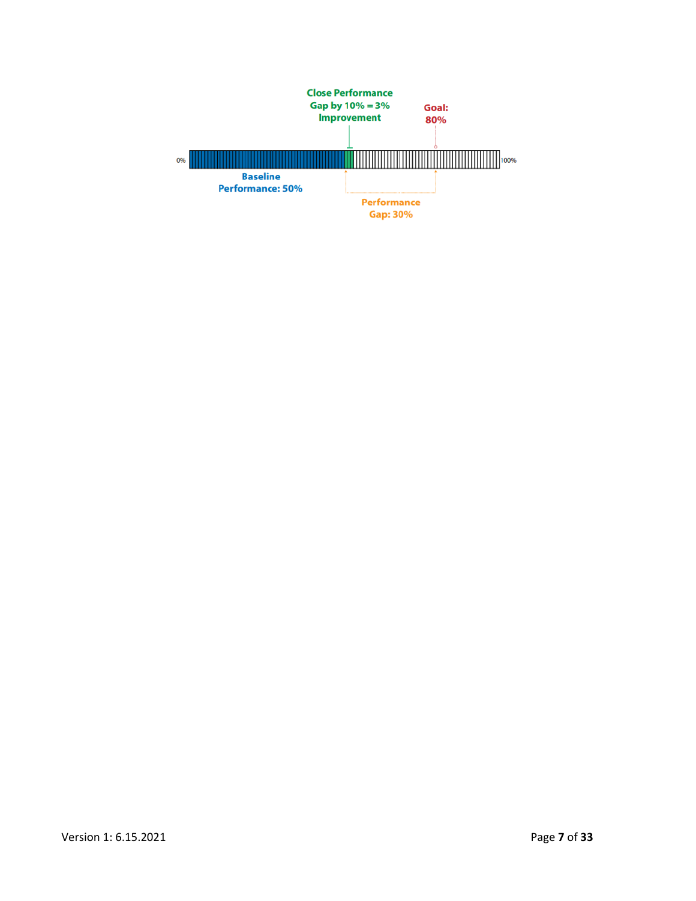Close Performance Gap by 10% = 3% Improvement

Goal: 80%

0%

100%

Baseline Performance: 50%

Performance Gap: 30%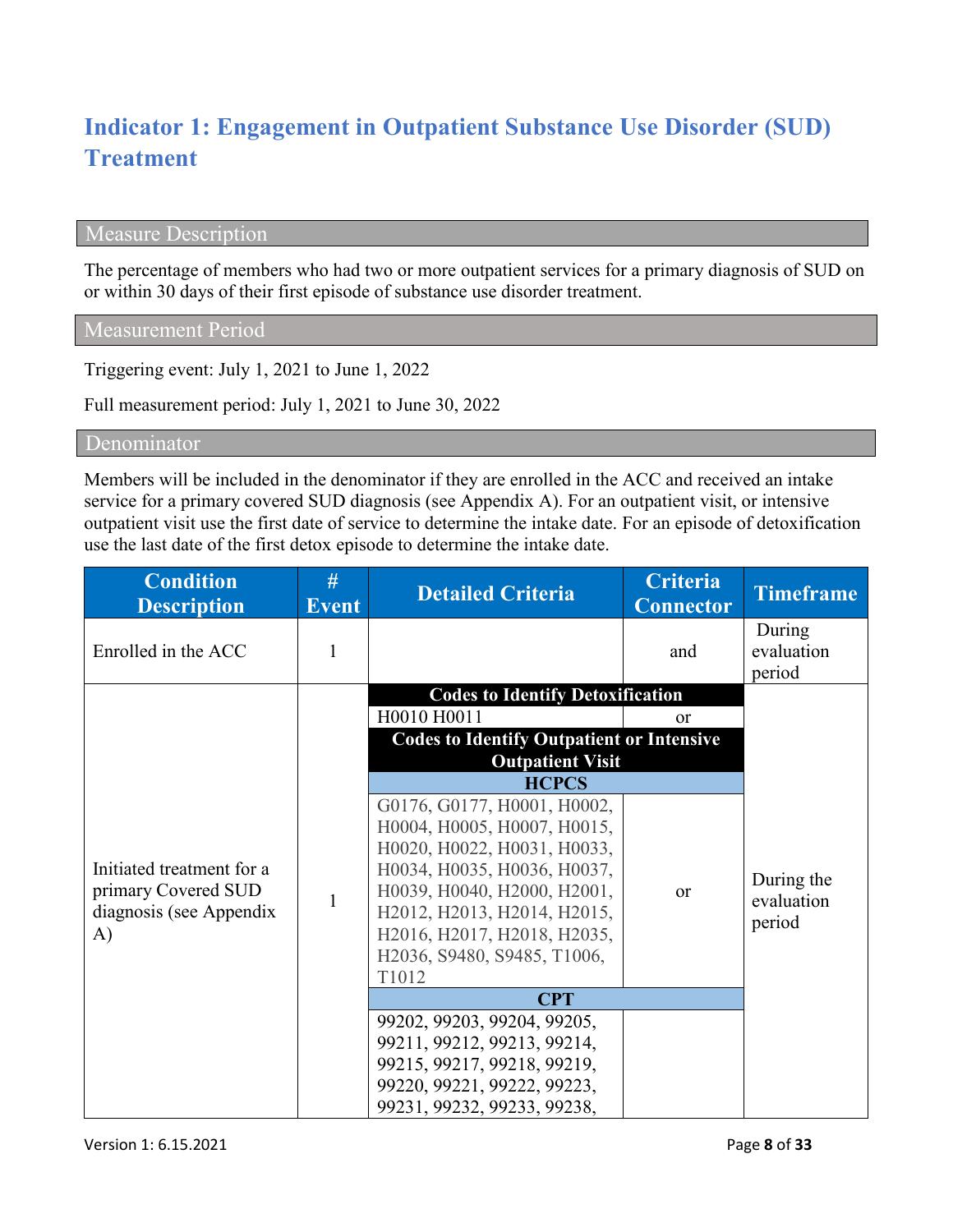# Indicator 1: Engagement in Outpatient Substance Use Disorder (SUD) Treatment

## Measure Description

The percentage of members who had two or more outpatient services for a primary diagnosis of SUD on or within 30 days of their first episode of substance use disorder treatment.

## Measurement Period

Triggering event: July 1, 2021 to June 1, 2022

Full measurement period: July 1, 2021 to June 30, 2022

## Denominator

Members will be included in the denominator if they are enrolled in the ACC and received an intake service for a primary covered SUD diagnosis (see Appendix A). For an outpatient visit, or intensive outpatient visit use the first date of service to determine the intake date. For an episode of detoxification use the last date of the first detox episode to determine the intake date.

| Condition Description | # Event | Detailed Criteria | Criteria Connector | Timeframe |
|---|---|---|---|---|
| Enrolled in the ACC | 1 | | and | During evaluation period |
| Initiated treatment for a primary Covered SUD diagnosis (see Appendix A) | 1 | **Codes to Identify Detoxification** | | During the evaluation period |
| | | H0010 H0011 | or | |
| | | **Codes to Identify Outpatient or Intensive Outpatient Visit** | | |
| | | **HCPCS** | | |
| | | G0176, G0177, H0001, H0002, H0004, H0005, H0007, H0015, H0020, H0022, H0031, H0033, H0034, H0035, H0036, H0037, H0039, H0040, H2000, H2001, H2012, H2013, H2014, H2015, H2016, H2017, H2018, H2035, H2036, S9480, S9485, T1006, T1012 | or | |
| | | **CPT** | | |
| | | 99202, 99203, 99204, 99205, 99211, 99212, 99213, 99214, 99215, 99217, 99218, 99219, 99220, 99221, 99222, 99223, 99231, 99232, 99233, 99238, | | |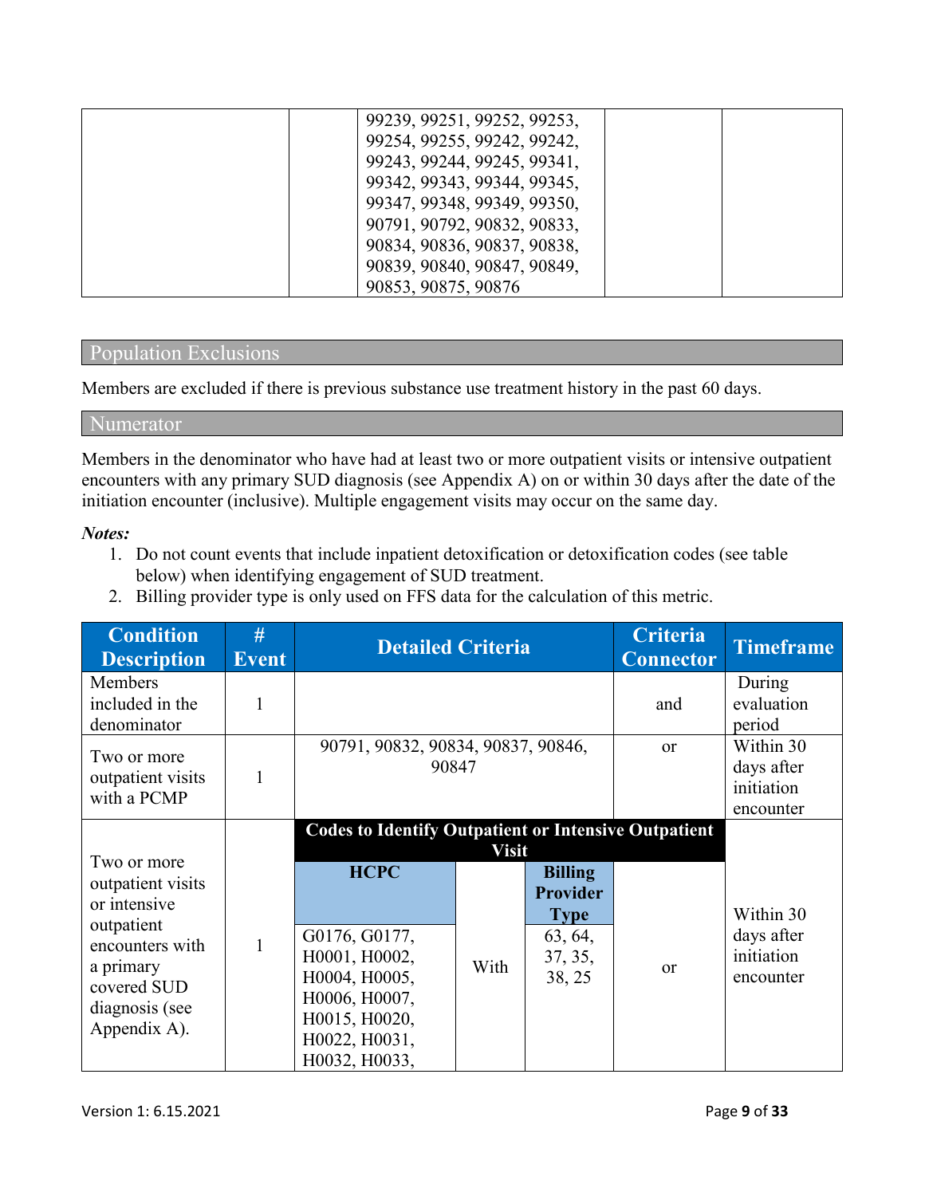| | | 99239, 99251, 99252, 99253, 99254, 99255, 99242, 99242, 99243, 99244, 99245, 99341, 99342, 99343, 99344, 99345, 99347, 99348, 99349, 99350, 90791, 90792, 90832, 90833, 90834, 90836, 90837, 90838, 90839, 90840, 90847, 90849, 90853, 90875, 90876 | | |
|---|---|---|---|---|

## Population Exclusions

Members are excluded if there is previous substance use treatment history in the past 60 days.

## Numerator

Members in the denominator who have had at least two or more outpatient visits or intensive outpatient encounters with any primary SUD diagnosis (see Appendix A) on or within 30 days after the date of the initiation encounter (inclusive). Multiple engagement visits may occur on the same day.

***Notes:***

1. Do not count events that include inpatient detoxification or detoxification codes (see table below) when identifying engagement of SUD treatment.
2. Billing provider type is only used on FFS data for the calculation of this metric.

| Condition Description | # Event | Detailed Criteria | | | Criteria Connector | Timeframe |
|---|---|---|---|---|---|---|
| Members included in the denominator | 1 | | | | and | During evaluation period |
| Two or more outpatient visits with a PCMP | 1 | 90791, 90832, 90834, 90837, 90846, 90847 | | | or | Within 30 days after initiation encounter |
| Two or more outpatient visits or intensive outpatient encounters with a primary covered SUD diagnosis (see Appendix A). | 1 | **Codes to Identify Outpatient or Intensive Outpatient Visit** | | | or | Within 30 days after initiation encounter |
| | | **HCPC** | | **Billing Provider Type** | | |
| | | G0176, G0177, H0001, H0002, H0004, H0005, H0006, H0007, H0015, H0020, H0022, H0031, H0032, H0033, | With | 63, 64, 37, 35, 38, 25 | | |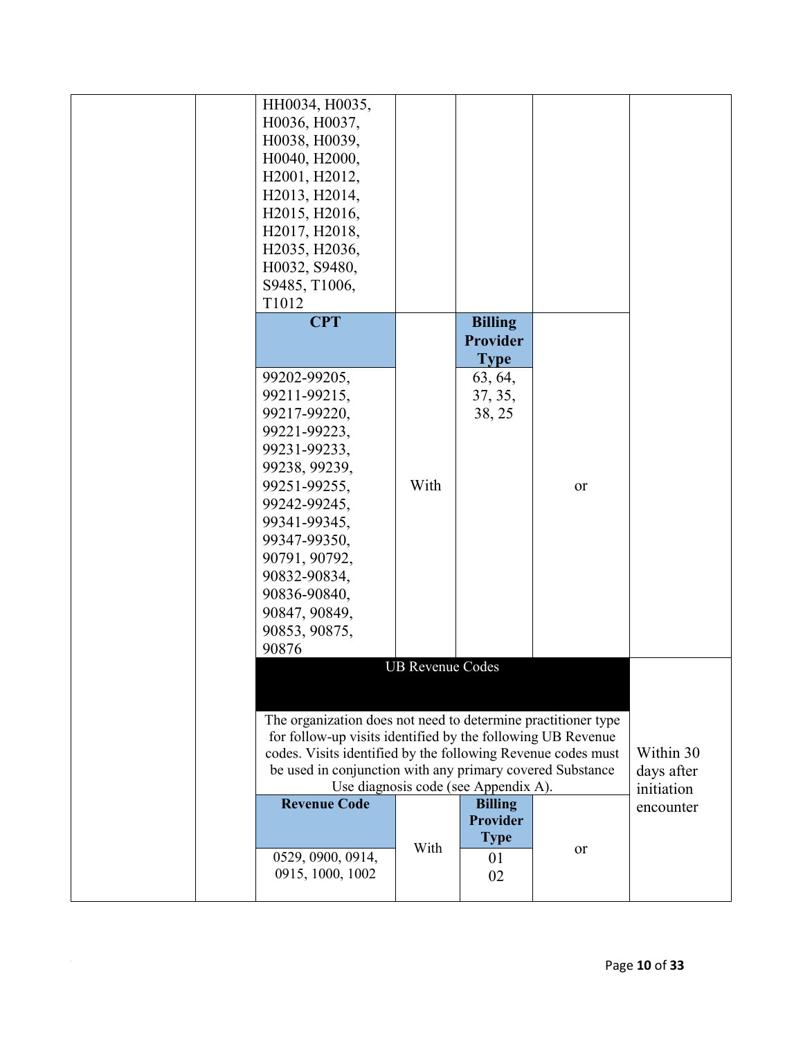| | | | | | | |
|---|---|---|---|---|---|---|
| | | HH0034, H0035, H0036, H0037, H0038, H0039, H0040, H2000, H2001, H2012, H2013, H2014, H2015, H2016, H2017, H2018, H2035, H2036, H0032, S9480, S9485, T1006, T1012 | | | | |
| | | **CPT** | | **Billing Provider Type** | | |
| | | 99202-99205, 99211-99215, 99217-99220, 99221-99223, 99231-99233, 99238, 99239, 99251-99255, 99242-99245, 99341-99345, 99347-99350, 90791, 90792, 90832-90834, 90836-90840, 90847, 90849, 90853, 90875, 90876 | With | 63, 64, 37, 35, 38, 25 | or | |
| | | UB Revenue Codes | | | | Within 30 days after initiation encounter |
| | | The organization does not need to determine practitioner type for follow-up visits identified by the following UB Revenue codes. Visits identified by the following Revenue codes must be used in conjunction with any primary covered Substance Use diagnosis code (see Appendix A). | | | | |
| | | **Revenue Code** | | **Billing Provider Type** | | |
| | | 0529, 0900, 0914, 0915, 1000, 1002 | With | 01<br>02 | or | |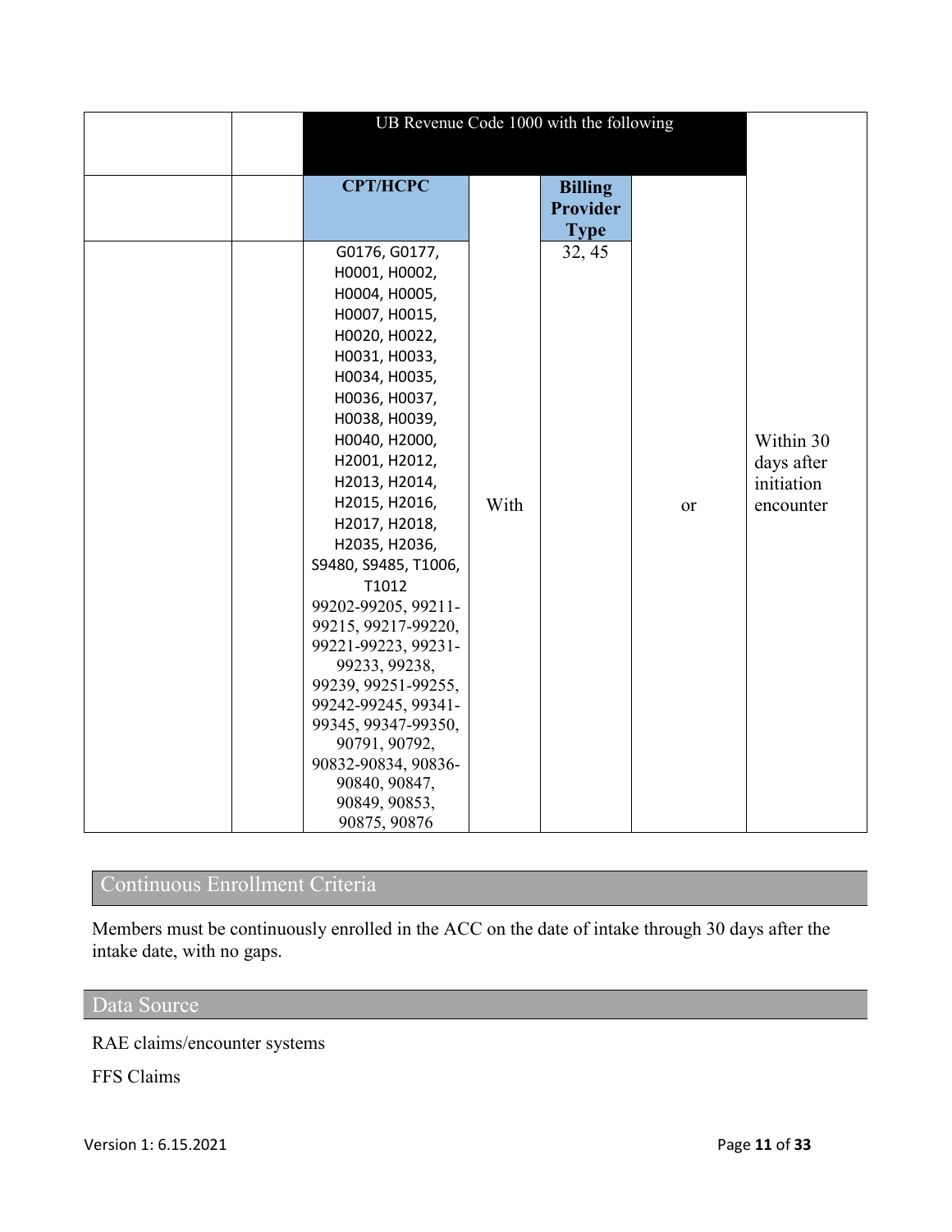| | | UB Revenue Code 1000 with the following | | | | |
|---|---|---|---|---|---|---|
| | | **CPT/HCPC** | | **Billing Provider Type** | | |
| | | G0176, G0177, H0001, H0002, H0004, H0005, H0007, H0015, H0020, H0022, H0031, H0033, H0034, H0035, H0036, H0037, H0038, H0039, H0040, H2000, H2001, H2012, H2013, H2014, H2015, H2016, H2017, H2018, H2035, H2036, S9480, S9485, T1006, T1012 99202-99205, 99211-99215, 99217-99220, 99221-99223, 99231-99233, 99238, 99239, 99251-99255, 99242-99245, 99341-99345, 99347-99350, 90791, 90792, 90832-90834, 90836-90840, 90847, 90849, 90853, 90875, 90876 | With | 32, 45 | or | Within 30 days after initiation encounter |

## Continuous Enrollment Criteria

Members must be continuously enrolled in the ACC on the date of intake through 30 days after the intake date, with no gaps.

## Data Source

RAE claims/encounter systems

FFS Claims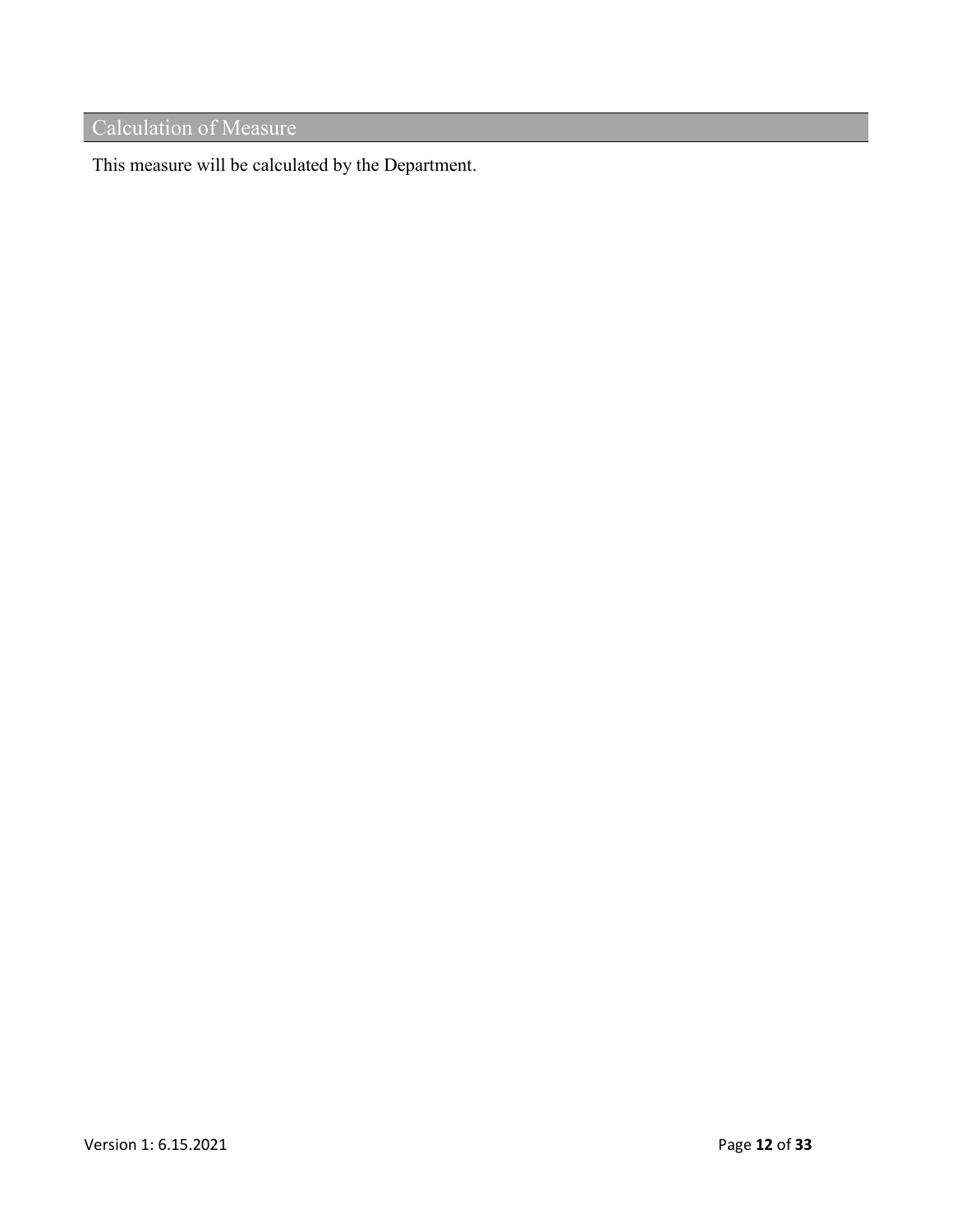## Calculation of Measure

This measure will be calculated by the Department.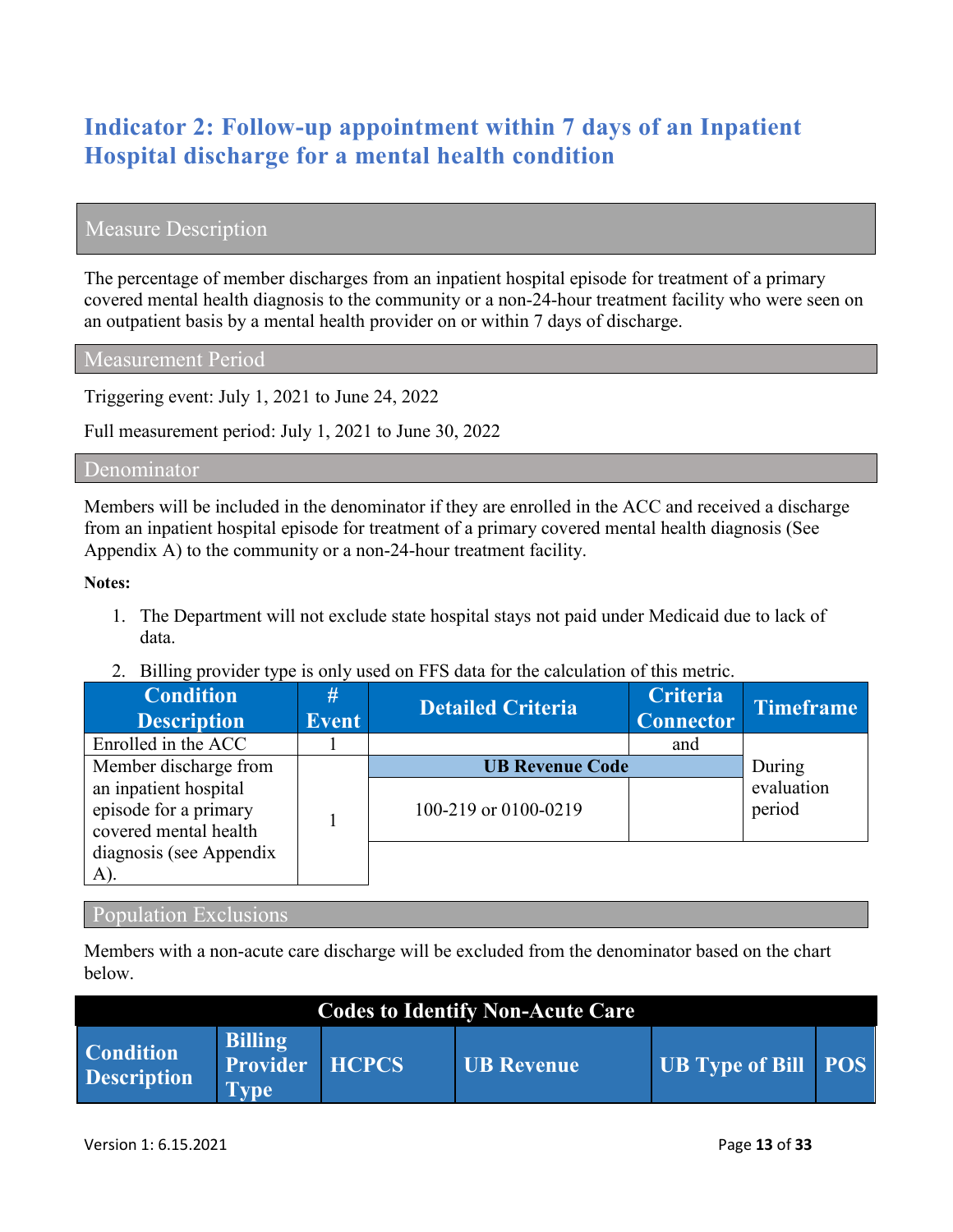## Indicator 2: Follow-up appointment within 7 days of an Inpatient Hospital discharge for a mental health condition

### Measure Description

The percentage of member discharges from an inpatient hospital episode for treatment of a primary covered mental health diagnosis to the community or a non-24-hour treatment facility who were seen on an outpatient basis by a mental health provider on or within 7 days of discharge.

### Measurement Period

Triggering event: July 1, 2021 to June 24, 2022

Full measurement period: July 1, 2021 to June 30, 2022

### Denominator

Members will be included in the denominator if they are enrolled in the ACC and received a discharge from an inpatient hospital episode for treatment of a primary covered mental health diagnosis (See Appendix A) to the community or a non-24-hour treatment facility.

**Notes:**

1. The Department will not exclude state hospital stays not paid under Medicaid due to lack of data.
2. Billing provider type is only used on FFS data for the calculation of this metric.

| Condition Description | # Event | Detailed Criteria | Criteria Connector | Timeframe |
|---|---|---|---|---|
| Enrolled in the ACC | 1 | | and | During evaluation period |
| Member discharge from an inpatient hospital episode for a primary covered mental health diagnosis (see Appendix A). | 1 | **UB Revenue Code** | | |
| | | 100-219 or 0100-0219 | | |

### Population Exclusions

Members with a non-acute care discharge will be excluded from the denominator based on the chart below.

| Codes to Identify Non-Acute Care | | | | | |
|---|---|---|---|---|---|
| **Condition Description** | **Billing Provider Type** | **HCPCS** | **UB Revenue** | **UB Type of Bill** | **POS** |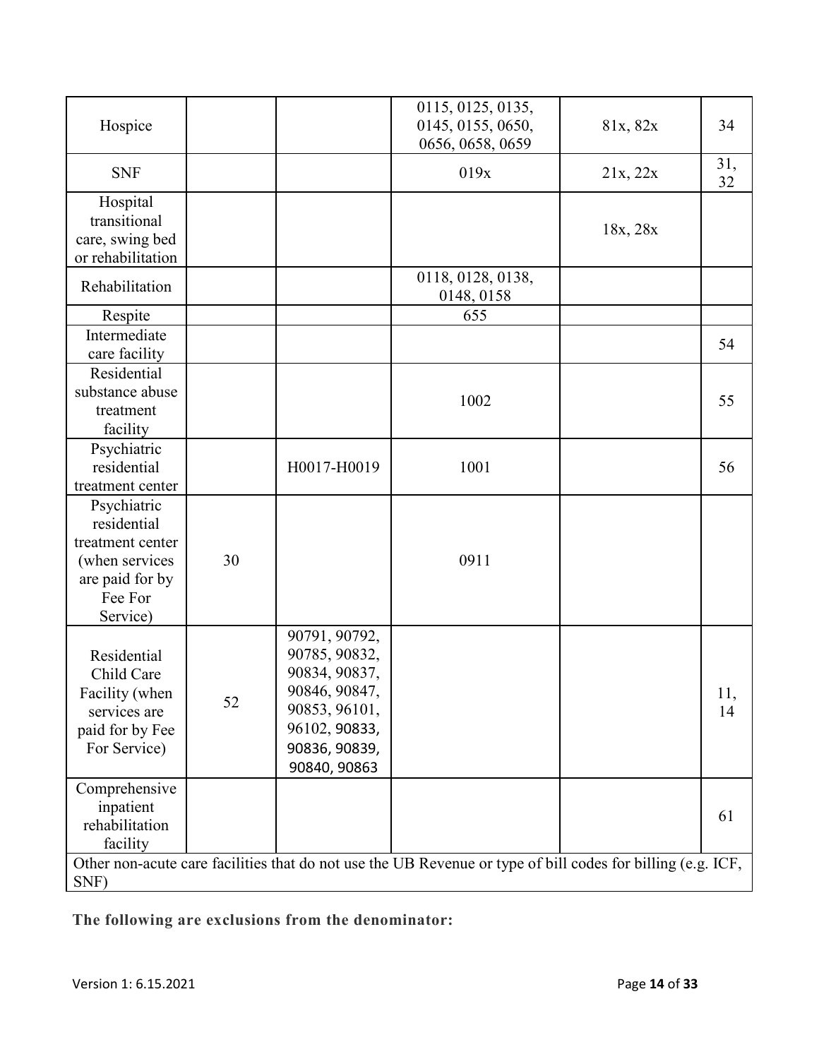| Hospice | | | 0115, 0125, 0135, 0145, 0155, 0650, 0656, 0658, 0659 | 81x, 82x | 34 |
|---|---|---|---|---|---|
| SNF | | | 019x | 21x, 22x | 31, 32 |
| Hospital transitional care, swing bed or rehabilitation | | | | 18x, 28x | |
| Rehabilitation | | | 0118, 0128, 0138, 0148, 0158 | | |
| Respite | | | 655 | | |
| Intermediate care facility | | | | | 54 |
| Residential substance abuse treatment facility | | | 1002 | | 55 |
| Psychiatric residential treatment center | | H0017-H0019 | 1001 | | 56 |
| Psychiatric residential treatment center (when services are paid for by Fee For Service) | 30 | | 0911 | | |
| Residential Child Care Facility (when services are paid for by Fee For Service) | 52 | 90791, 90792, 90785, 90832, 90834, 90837, 90846, 90847, 90853, 96101, 96102, 90833, 90836, 90839, 90840, 90863 | | | 11, 14 |
| Comprehensive inpatient rehabilitation facility | | | | | 61 |
| Other non-acute care facilities that do not use the UB Revenue or type of bill codes for billing (e.g. ICF, SNF) | | | | | |

**The following are exclusions from the denominator:**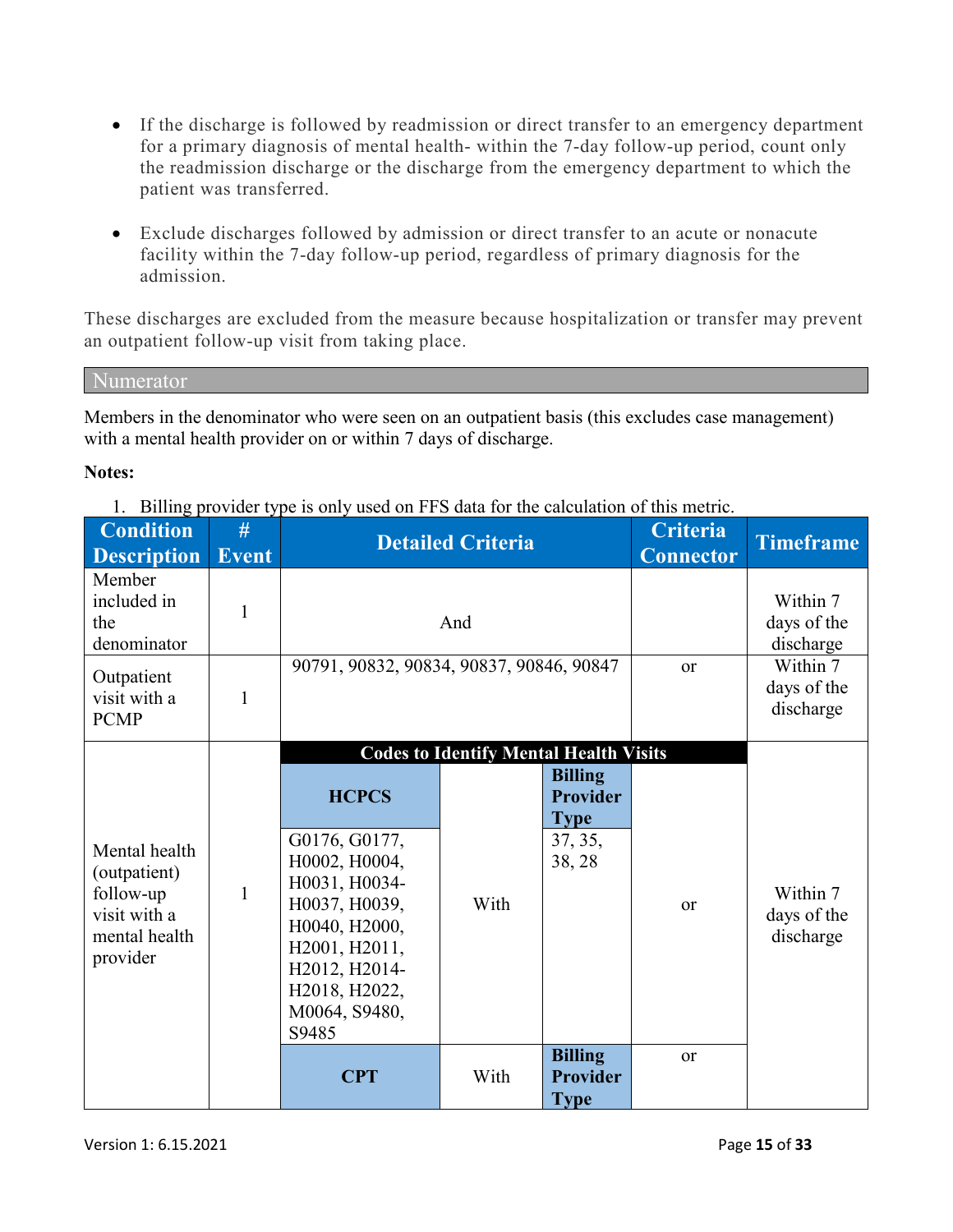- If the discharge is followed by readmission or direct transfer to an emergency department for a primary diagnosis of mental health- within the 7-day follow-up period, count only the readmission discharge or the discharge from the emergency department to which the patient was transferred.

- Exclude discharges followed by admission or direct transfer to an acute or nonacute facility within the 7-day follow-up period, regardless of primary diagnosis for the admission.

These discharges are excluded from the measure because hospitalization or transfer may prevent an outpatient follow-up visit from taking place.

## Numerator

Members in the denominator who were seen on an outpatient basis (this excludes case management) with a mental health provider on or within 7 days of discharge.

**Notes:**

1. Billing provider type is only used on FFS data for the calculation of this metric.

| Condition Description | # Event | Detailed Criteria | | | Criteria Connector | Timeframe |
|---|---|---|---|---|---|---|
| Member included in the denominator | 1 | And | | | | Within 7 days of the discharge |
| Outpatient visit with a PCMP | 1 | 90791, 90832, 90834, 90837, 90846, 90847 | | | or | Within 7 days of the discharge |
| Mental health (outpatient) follow-up visit with a mental health provider | 1 | **Codes to Identify Mental Health Visits** | | | | Within 7 days of the discharge |
| | | **HCPCS** | | **Billing Provider Type** | | |
| | | G0176, G0177, H0002, H0004, H0031, H0034-H0037, H0039, H0040, H2000, H2001, H2011, H2012, H2014-H2018, H2022, M0064, S9480, S9485 | With | 37, 35, 38, 28 | or | |
| | | **CPT** | With | **Billing Provider Type** | or | |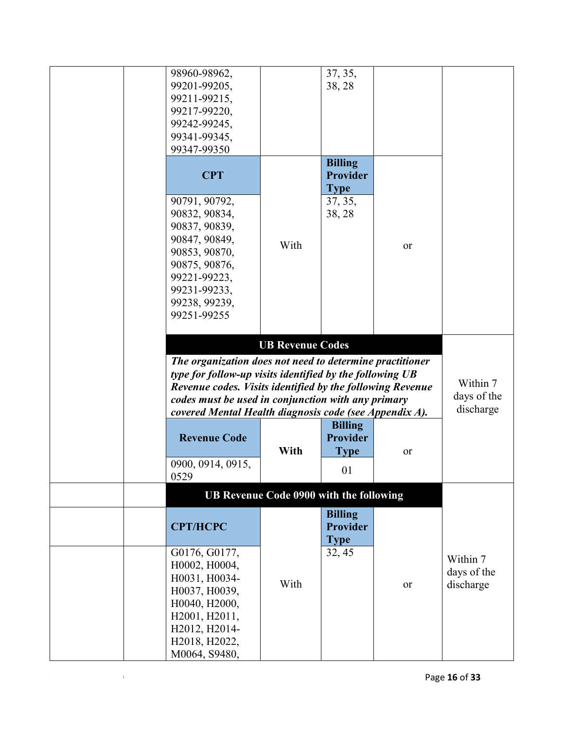| | | | | | | |
|---|---|---|---|---|---|---|
| | | 98960-98962, 99201-99205, 99211-99215, 99217-99220, 99242-99245, 99341-99345, 99347-99350 | | 37, 35, 38, 28 | | |
| | | **CPT** | | **Billing Provider Type** | | |
| | | 90791, 90792, 90832, 90834, 90837, 90839, 90847, 90849, 90853, 90870, 90875, 90876, 99221-99223, 99231-99233, 99238, 99239, 99251-99255 | With | 37, 35, 38, 28 | or | |
| | | **UB Revenue Codes** | | | | Within 7 days of the discharge |
| | | ***The organization does not need to determine practitioner type for follow-up visits identified by the following UB Revenue codes. Visits identified by the following Revenue codes must be used in conjunction with any primary covered Mental Health diagnosis code (see Appendix A).*** | | | | |
| | | **Revenue Code** | **With** | **Billing Provider Type** | or | |
| | | 0900, 0914, 0915, 0529 | | 01 | | |
| | | **UB Revenue Code 0900 with the following** | | | | Within 7 days of the discharge |
| | | **CPT/HCPC** | | **Billing Provider Type** | | |
| | | G0176, G0177, H0002, H0004, H0031, H0034-H0037, H0039, H0040, H2000, H2001, H2011, H2012, H2014-H2018, H2022, M0064, S9480, | With | 32, 45 | or | |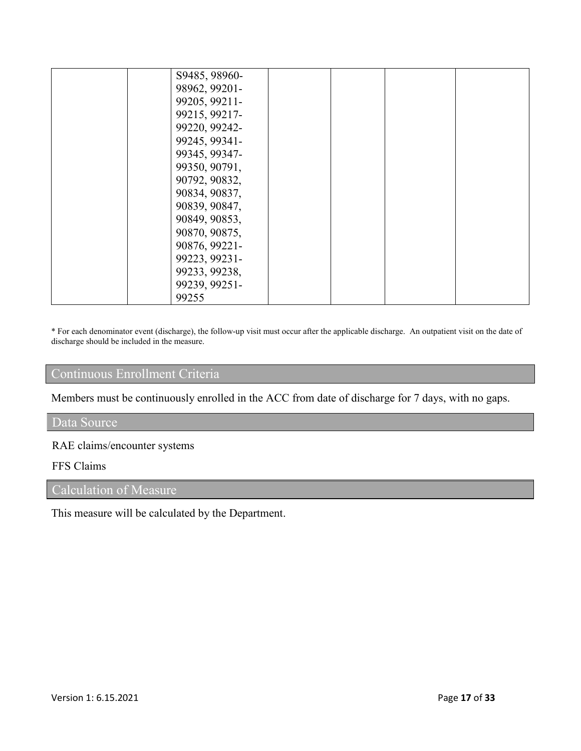|  |  | S9485, 98960-98962, 99201-99205, 99211-99215, 99217-99220, 99242-99245, 99341-99345, 99347-99350, 90791, 90792, 90832, 90834, 90837, 90839, 90847, 90849, 90853, 90870, 90875, 90876, 99221-99223, 99231-99233, 99238, 99239, 99251-99255 |  |  |  |  |
|---|---|---|---|---|---|---|

* For each denominator event (discharge), the follow-up visit must occur after the applicable discharge. An outpatient visit on the date of discharge should be included in the measure.

## Continuous Enrollment Criteria

Members must be continuously enrolled in the ACC from date of discharge for 7 days, with no gaps.

## Data Source

RAE claims/encounter systems

FFS Claims

## Calculation of Measure

This measure will be calculated by the Department.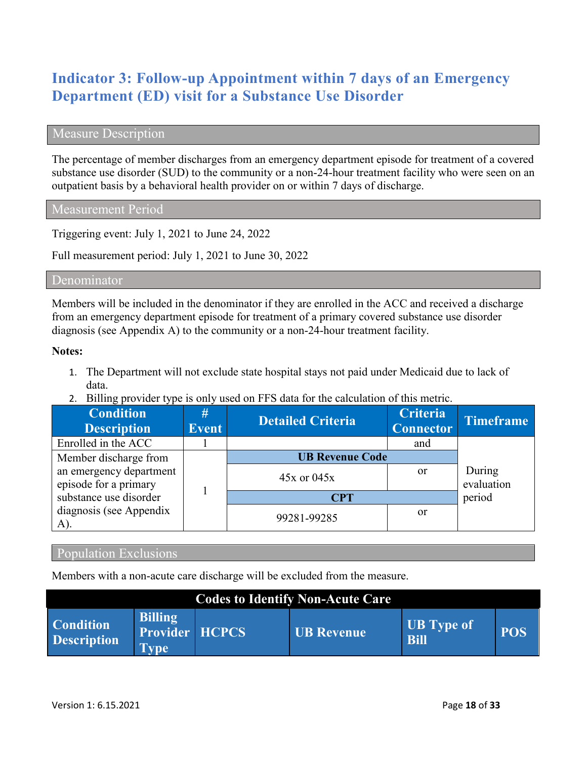## Indicator 3: Follow-up Appointment within 7 days of an Emergency Department (ED) visit for a Substance Use Disorder

### Measure Description

The percentage of member discharges from an emergency department episode for treatment of a covered substance use disorder (SUD) to the community or a non-24-hour treatment facility who were seen on an outpatient basis by a behavioral health provider on or within 7 days of discharge.

### Measurement Period

Triggering event: July 1, 2021 to June 24, 2022

Full measurement period: July 1, 2021 to June 30, 2022

### Denominator

Members will be included in the denominator if they are enrolled in the ACC and received a discharge from an emergency department episode for treatment of a primary covered substance use disorder diagnosis (see Appendix A) to the community or a non-24-hour treatment facility.

**Notes:**

1. The Department will not exclude state hospital stays not paid under Medicaid due to lack of data.
2. Billing provider type is only used on FFS data for the calculation of this metric.

| Condition Description | # Event | Detailed Criteria | Criteria Connector | Timeframe |
|---|---|---|---|---|
| Enrolled in the ACC | 1 | | and | During evaluation period |
| Member discharge from an emergency department episode for a primary substance use disorder diagnosis (see Appendix A). | 1 | **UB Revenue Code** | | |
| | | 45x or 045x | or | |
| | | **CPT** | | |
| | | 99281-99285 | or | |

### Population Exclusions

Members with a non-acute care discharge will be excluded from the measure.

| Codes to Identify Non-Acute Care | | | | | |
|---|---|---|---|---|---|
| **Condition Description** | **Billing Provider Type** | **HCPCS** | **UB Revenue** | **UB Type of Bill** | **POS** |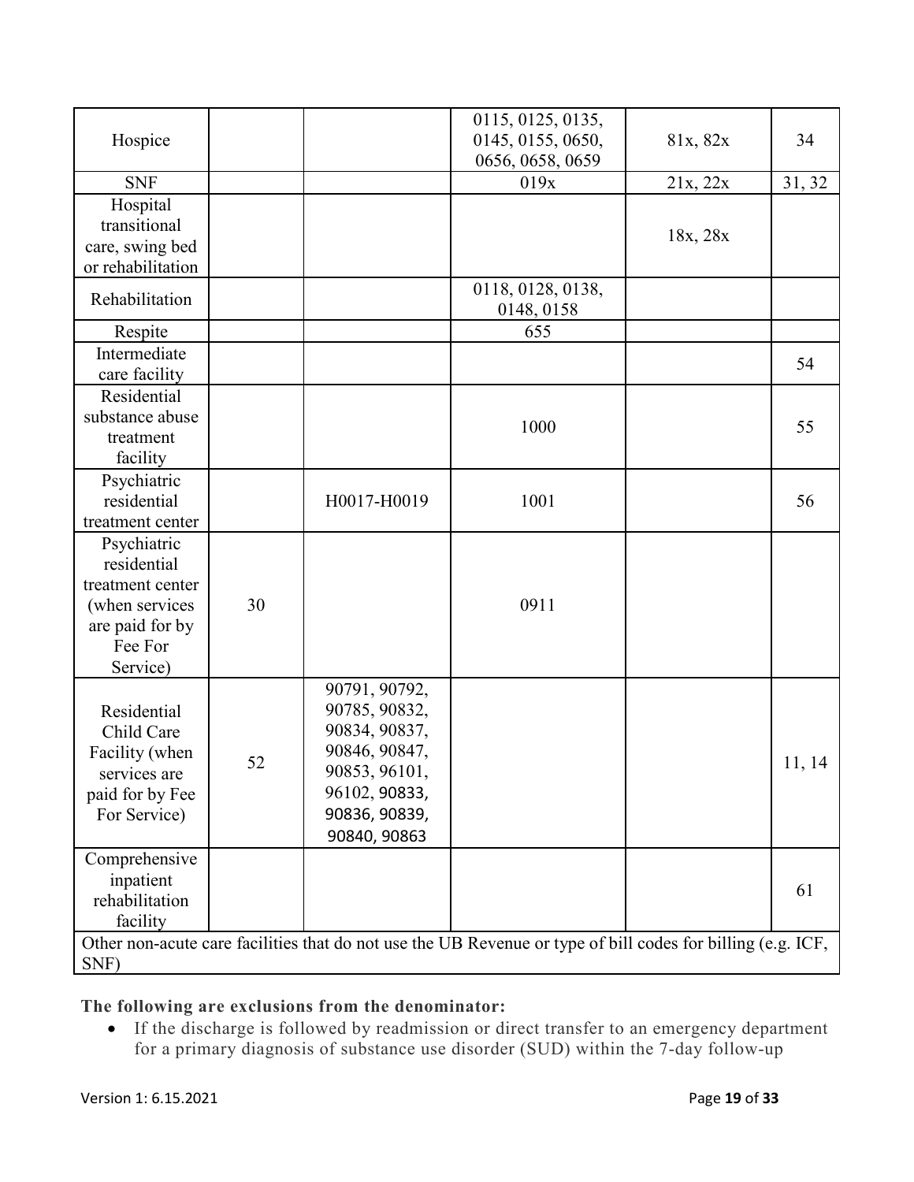| | | | | | |
|---|---|---|---|---|---|
| Hospice | | | 0115, 0125, 0135, 0145, 0155, 0650, 0656, 0658, 0659 | 81x, 82x | 34 |
| SNF | | | 019x | 21x, 22x | 31, 32 |
| Hospital transitional care, swing bed or rehabilitation | | | | 18x, 28x | |
| Rehabilitation | | | 0118, 0128, 0138, 0148, 0158 | | |
| Respite | | | 655 | | |
| Intermediate care facility | | | | | 54 |
| Residential substance abuse treatment facility | | | 1000 | | 55 |
| Psychiatric residential treatment center | | H0017-H0019 | 1001 | | 56 |
| Psychiatric residential treatment center (when services are paid for by Fee For Service) | 30 | | 0911 | | |
| Residential Child Care Facility (when services are paid for by Fee For Service) | 52 | 90791, 90792, 90785, 90832, 90834, 90837, 90846, 90847, 90853, 96101, 96102, 90833, 90836, 90839, 90840, 90863 | | | 11, 14 |
| Comprehensive inpatient rehabilitation facility | | | | | 61 |
| Other non-acute care facilities that do not use the UB Revenue or type of bill codes for billing (e.g. ICF, SNF) | | | | | |

**The following are exclusions from the denominator:**

- If the discharge is followed by readmission or direct transfer to an emergency department for a primary diagnosis of substance use disorder (SUD) within the 7-day follow-up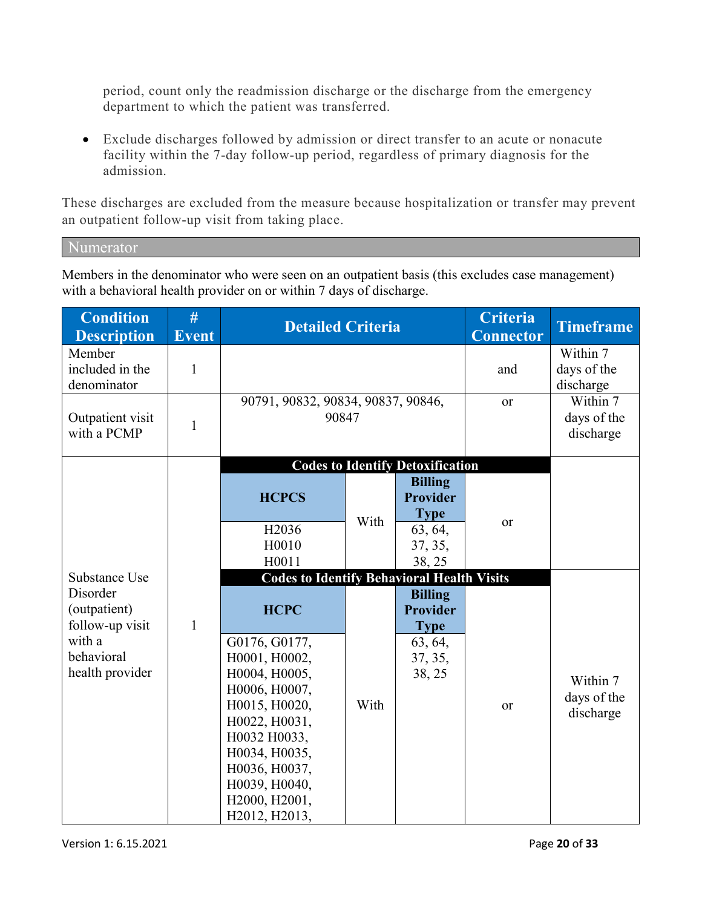period, count only the readmission discharge or the discharge from the emergency department to which the patient was transferred.

- Exclude discharges followed by admission or direct transfer to an acute or nonacute facility within the 7-day follow-up period, regardless of primary diagnosis for the admission.

These discharges are excluded from the measure because hospitalization or transfer may prevent an outpatient follow-up visit from taking place.

## Numerator

Members in the denominator who were seen on an outpatient basis (this excludes case management) with a behavioral health provider on or within 7 days of discharge.

| Condition Description | # Event | Detailed Criteria | | | Criteria Connector | Timeframe |
|---|---|---|---|---|---|---|
| Member included in the denominator | 1 | | | | and | Within 7 days of the discharge |
| Outpatient visit with a PCMP | 1 | 90791, 90832, 90834, 90837, 90846, 90847 | | | or | Within 7 days of the discharge |
| Substance Use Disorder (outpatient) follow-up visit with a behavioral health provider | 1 | **Codes to Identify Detoxification** | | | | |
| | | **HCPCS** | With | **Billing Provider Type** | or | |
| | | H2036<br>H0010<br>H0011 | | 63, 64, 37, 35, 38, 25 | | |
| | | **Codes to Identify Behavioral Health Visits** | | | | Within 7 days of the discharge |
| | | **HCPC** | With | **Billing Provider Type** | or | |
| | | G0176, G0177, H0001, H0002, H0004, H0005, H0006, H0007, H0015, H0020, H0022, H0031, H0032 H0033, H0034, H0035, H0036, H0037, H0039, H0040, H2000, H2001, H2012, H2013, | | 63, 64, 37, 35, 38, 25 | | |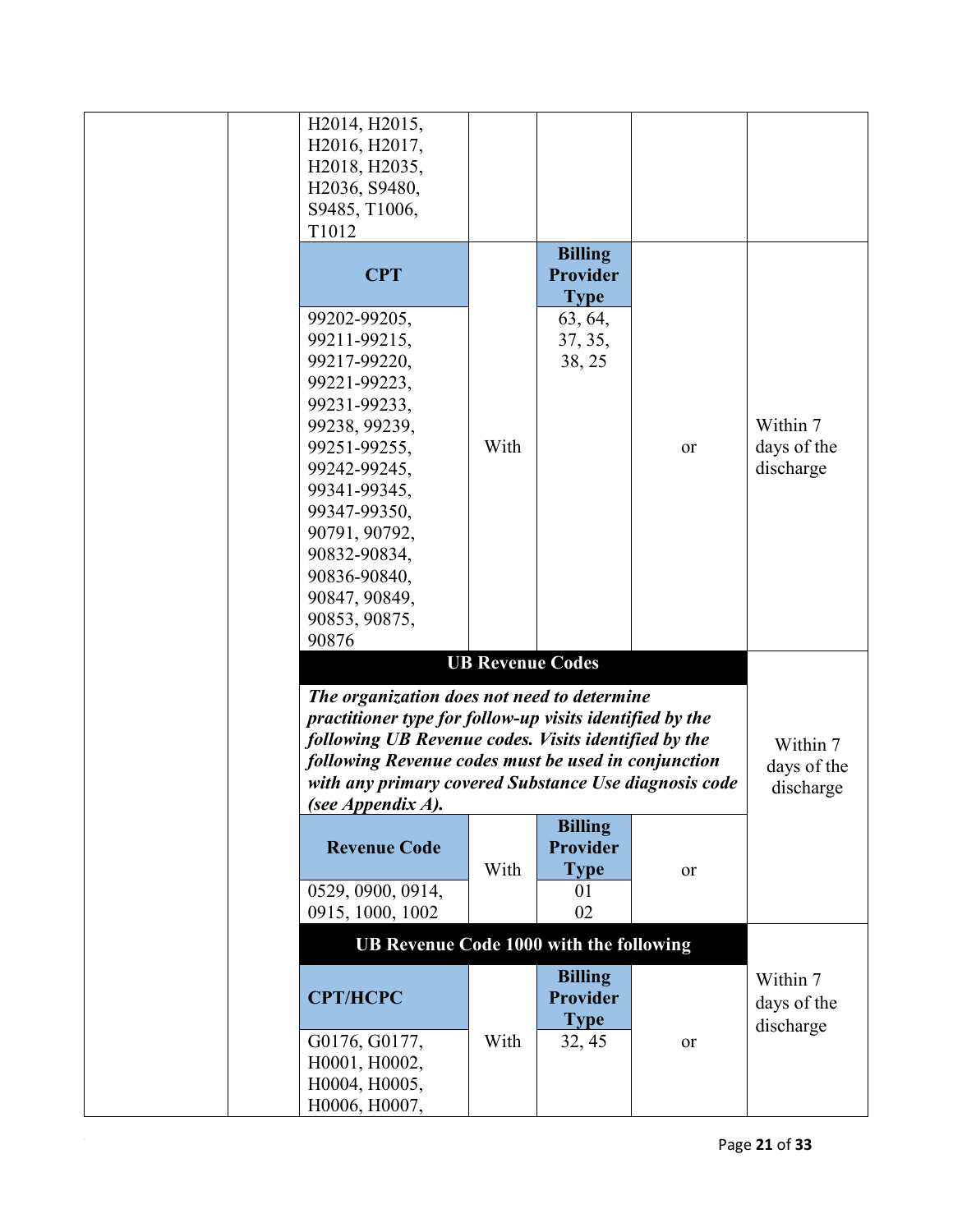| | | | | | | |
|---|---|---|---|---|---|---|
| | | H2014, H2015, H2016, H2017, H2018, H2035, H2036, S9480, S9485, T1006, T1012 | | | | |
| | | **CPT** | With | **Billing Provider Type** | or | Within 7 days of the discharge |
| | | 99202-99205, 99211-99215, 99217-99220, 99221-99223, 99231-99233, 99238, 99239, 99251-99255, 99242-99245, 99341-99345, 99347-99350, 90791, 90792, 90832-90834, 90836-90840, 90847, 90849, 90853, 90875, 90876 | | 63, 64, 37, 35, 38, 25 | | |
| | | **UB Revenue Codes** | | | | Within 7 days of the discharge |
| | | ***The organization does not need to determine practitioner type for follow-up visits identified by the following UB Revenue codes. Visits identified by the following Revenue codes must be used in conjunction with any primary covered Substance Use diagnosis code (see Appendix A).*** | | | | |
| | | **Revenue Code** | With | **Billing Provider Type** | or | |
| | | 0529, 0900, 0914, 0915, 1000, 1002 | | 01<br>02 | | |
| | | **UB Revenue Code 1000 with the following** | | | | Within 7 days of the discharge |
| | | **CPT/HCPC** | With | **Billing Provider Type** | or | |
| | | G0176, G0177, H0001, H0002, H0004, H0005, H0006, H0007, | | 32, 45 | | |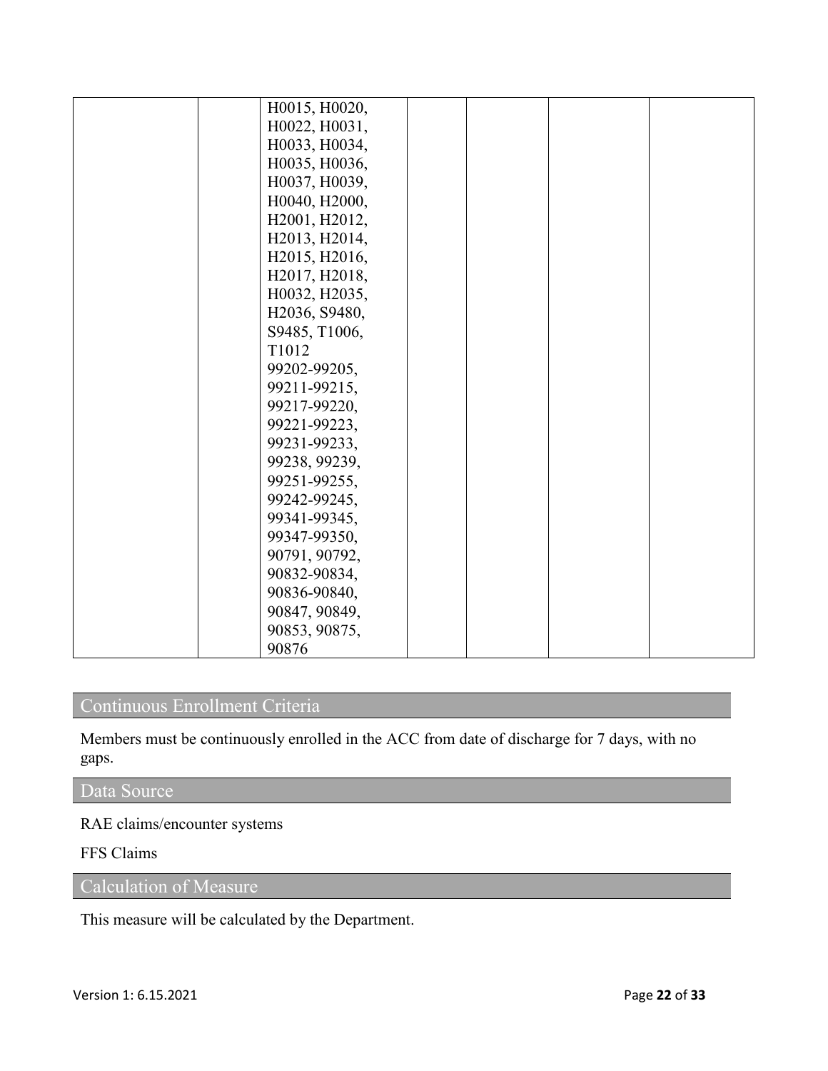| | | | | | | |
|---|---|---|---|---|---|---|
| | | H0015, H0020, H0022, H0031, H0033, H0034, H0035, H0036, H0037, H0039, H0040, H2000, H2001, H2012, H2013, H2014, H2015, H2016, H2017, H2018, H0032, H2035, H2036, S9480, S9485, T1006, T1012 99202-99205, 99211-99215, 99217-99220, 99221-99223, 99231-99233, 99238, 99239, 99251-99255, 99242-99245, 99341-99345, 99347-99350, 90791, 90792, 90832-90834, 90836-90840, 90847, 90849, 90853, 90875, 90876 | | | | |

## Continuous Enrollment Criteria

Members must be continuously enrolled in the ACC from date of discharge for 7 days, with no gaps.

## Data Source

RAE claims/encounter systems

FFS Claims

## Calculation of Measure

This measure will be calculated by the Department.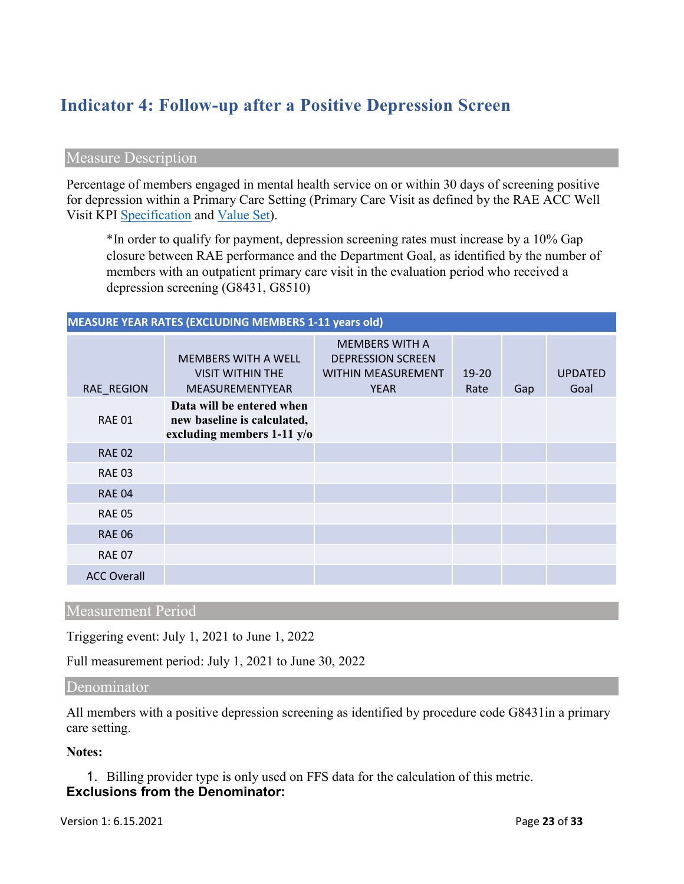## Indicator 4: Follow-up after a Positive Depression Screen

### Measure Description

Percentage of members engaged in mental health service on or within 30 days of screening positive for depression within a Primary Care Setting (Primary Care Visit as defined by the RAE ACC Well Visit KPI Specification and Value Set).

> *In order to qualify for payment, depression screening rates must increase by a 10% Gap closure between RAE performance and the Department Goal, as identified by the number of members with an outpatient primary care visit in the evaluation period who received a depression screening (G8431, G8510)

| MEASURE YEAR RATES (EXCLUDING MEMBERS 1-11 years old) | | | | | |
|---|---|---|---|---|---|
| RAE_REGION | MEMBERS WITH A WELL VISIT WITHIN THE MEASUREMENTYEAR | MEMBERS WITH A DEPRESSION SCREEN WITHIN MEASUREMENT YEAR | 19-20 Rate | Gap | UPDATED Goal |
| RAE 01 | **Data will be entered when new baseline is calculated, excluding members 1-11 y/o** | | | | |
| RAE 02 | | | | | |
| RAE 03 | | | | | |
| RAE 04 | | | | | |
| RAE 05 | | | | | |
| RAE 06 | | | | | |
| RAE 07 | | | | | |
| ACC Overall | | | | | |

### Measurement Period

Triggering event: July 1, 2021 to June 1, 2022

Full measurement period: July 1, 2021 to June 30, 2022

### Denominator

All members with a positive depression screening as identified by procedure code G8431in a primary care setting.

**Notes:**

1. Billing provider type is only used on FFS data for the calculation of this metric.

**Exclusions from the Denominator:**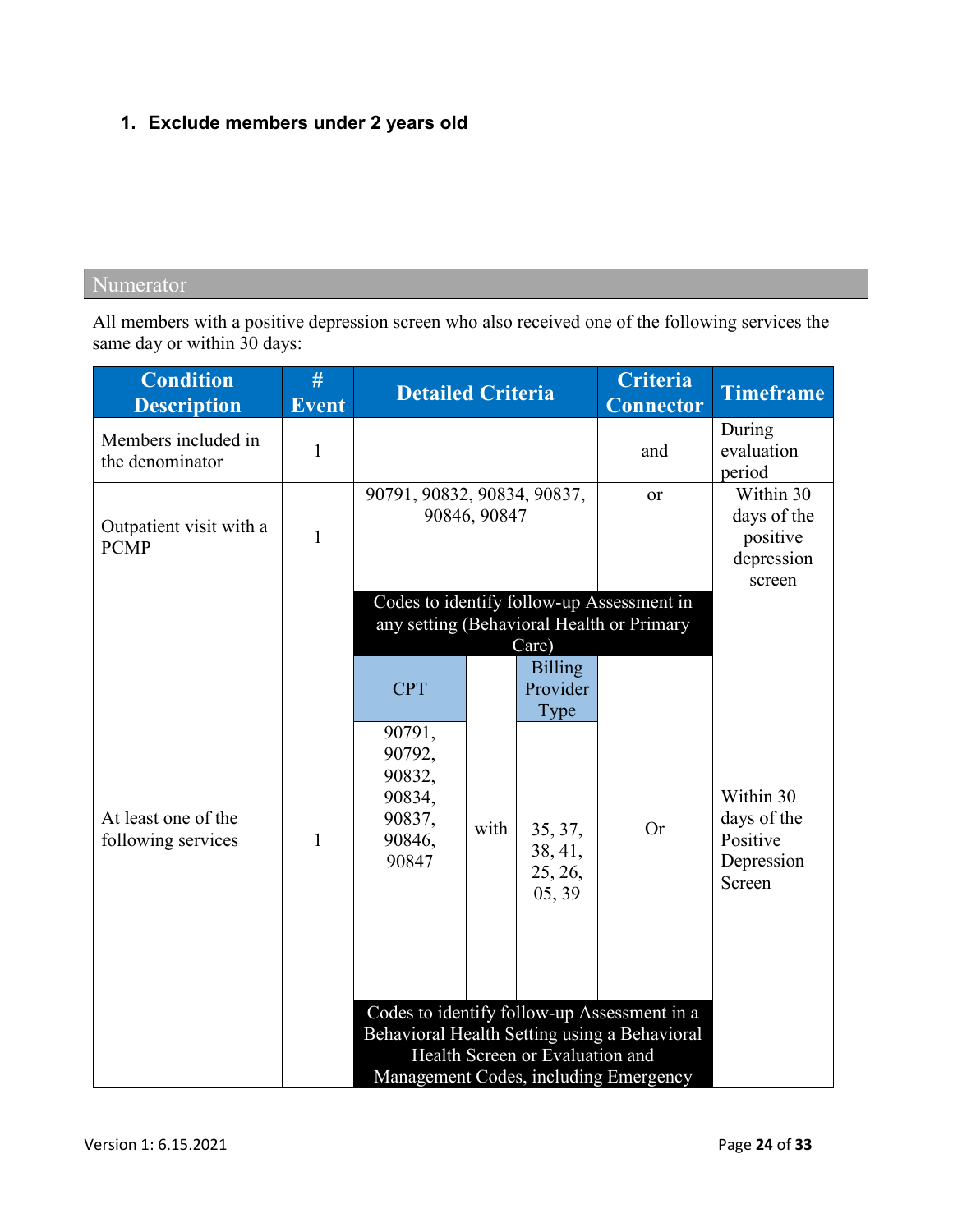1. **Exclude members under 2 years old**

## Numerator

All members with a positive depression screen who also received one of the following services the same day or within 30 days:

| Condition Description | # Event | Detailed Criteria | | | Criteria Connector | Timeframe |
|---|---|---|---|---|---|---|
| Members included in the denominator | 1 | | | | and | During evaluation period |
| Outpatient visit with a PCMP | 1 | 90791, 90832, 90834, 90837, 90846, 90847 | | | or | Within 30 days of the positive depression screen |
| At least one of the following services | 1 | Codes to identify follow-up Assessment in any setting (Behavioral Health or Primary Care) | | | | Within 30 days of the Positive Depression Screen |
| | | CPT | | Billing Provider Type | | |
| | | 90791, 90792, 90832, 90834, 90837, 90846, 90847 | with | 35, 37, 38, 41, 25, 26, 05, 39 | Or | |
| | | Codes to identify follow-up Assessment in a Behavioral Health Setting using a Behavioral Health Screen or Evaluation and Management Codes, including Emergency | | | | |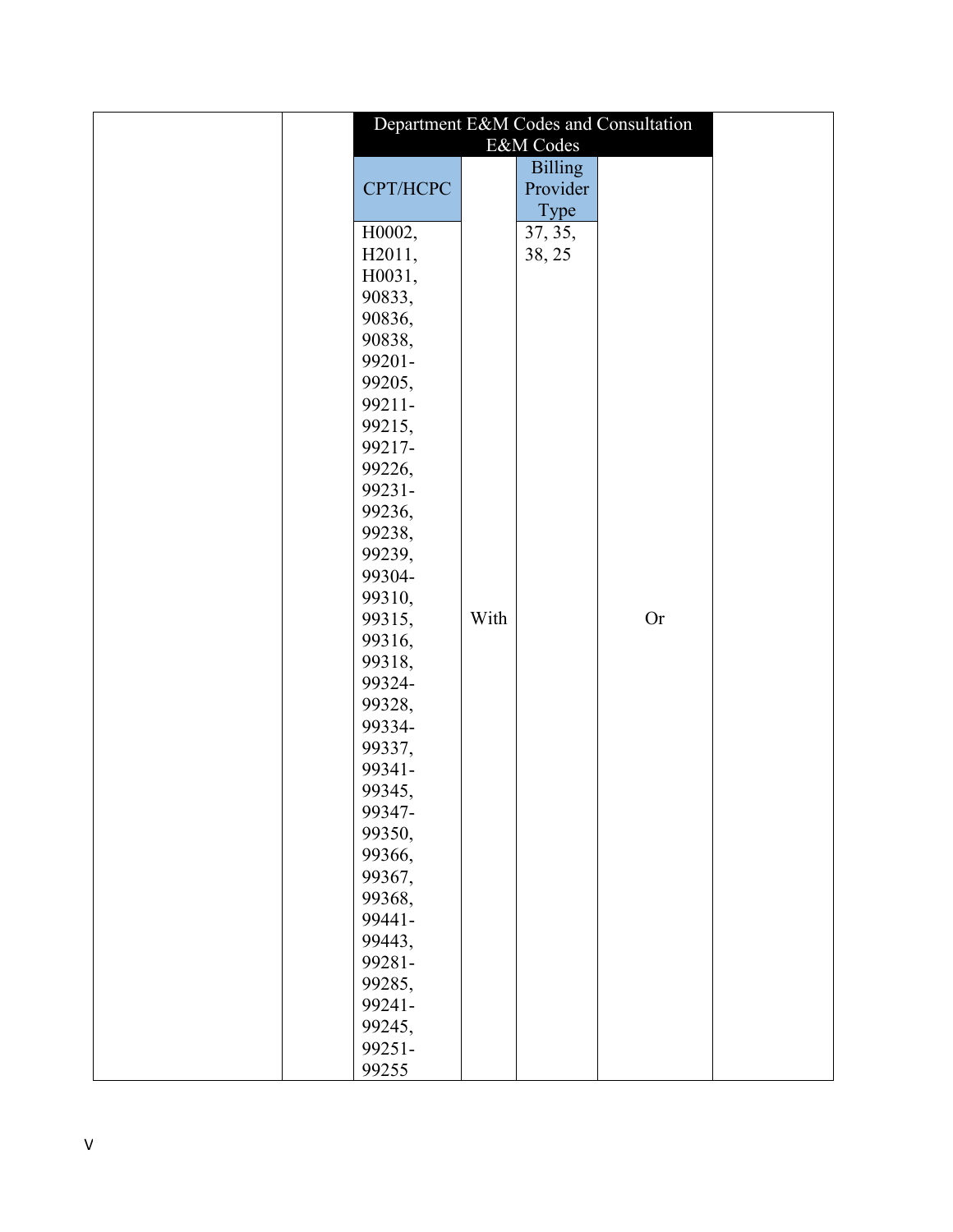| | | Department E&M Codes and Consultation E&M Codes | | | | |
|---|---|---|---|---|---|---|
| | | CPT/HCPC | | Billing Provider Type | | |
| | | H0002, H2011, H0031, 90833, 90836, 90838, 99201-99205, 99211-99215, 99217-99226, 99231-99236, 99238, 99239, 99304-99310, 99315, 99316, 99318, 99324-99328, 99334-99337, 99341-99345, 99347-99350, 99366, 99367, 99368, 99441-99443, 99281-99285, 99241-99245, 99251-99255 | With | 37, 35, 38, 25 | Or | |

V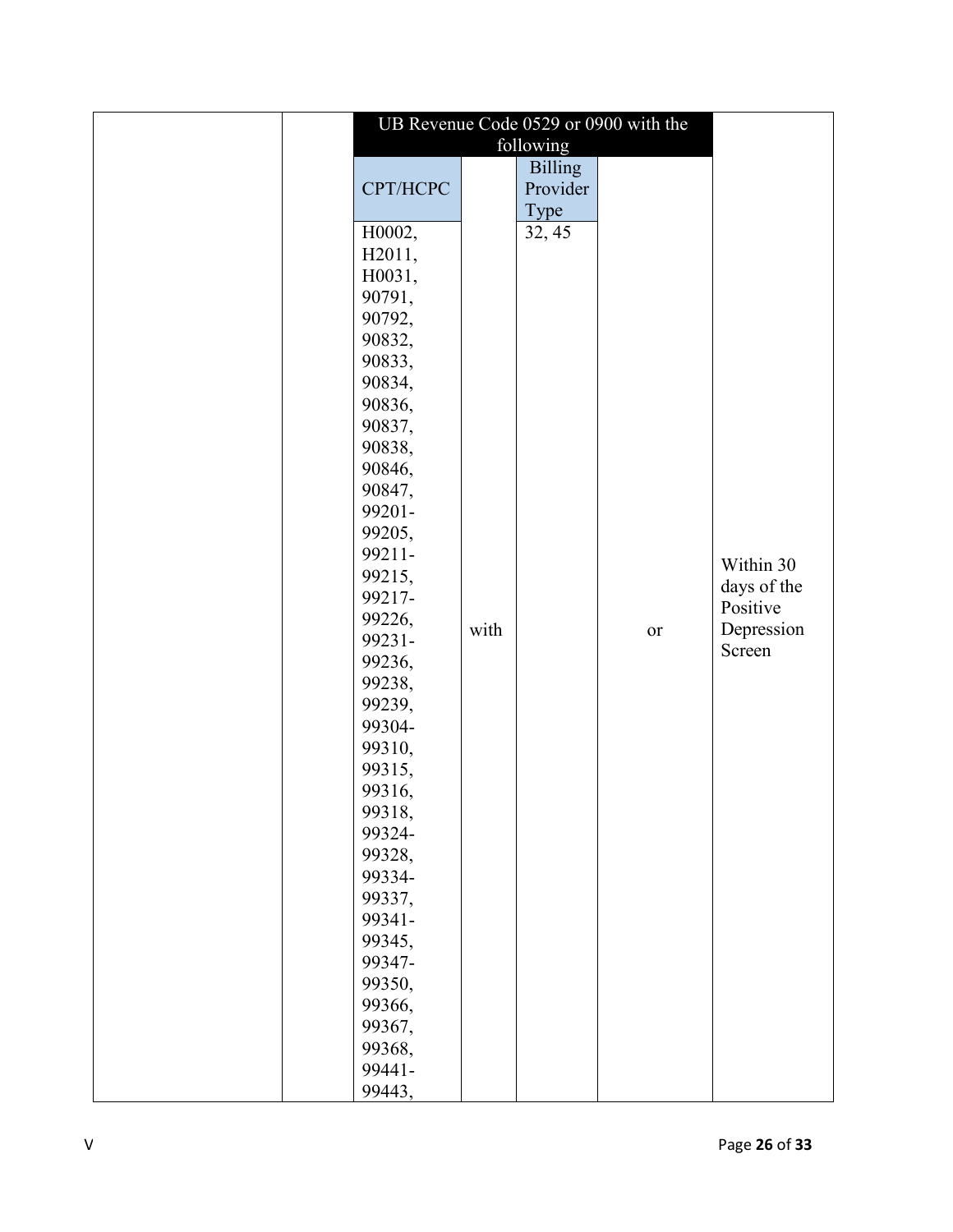| | | UB Revenue Code 0529 or 0900 with the following | | | | |
|---|---|---|---|---|---|---|
| | | CPT/HCPC | | Billing Provider Type | | |
| | | H0002, H2011, H0031, 90791, 90792, 90832, 90833, 90834, 90836, 90837, 90838, 90846, 90847, 99201-99205, 99211-99215, 99217-99226, 99231-99236, 99238, 99239, 99304-99310, 99315, 99316, 99318, 99324-99328, 99334-99337, 99341-99345, 99347-99350, 99366, 99367, 99368, 99441-99443, | with | 32, 45 | or | Within 30 days of the Positive Depression Screen |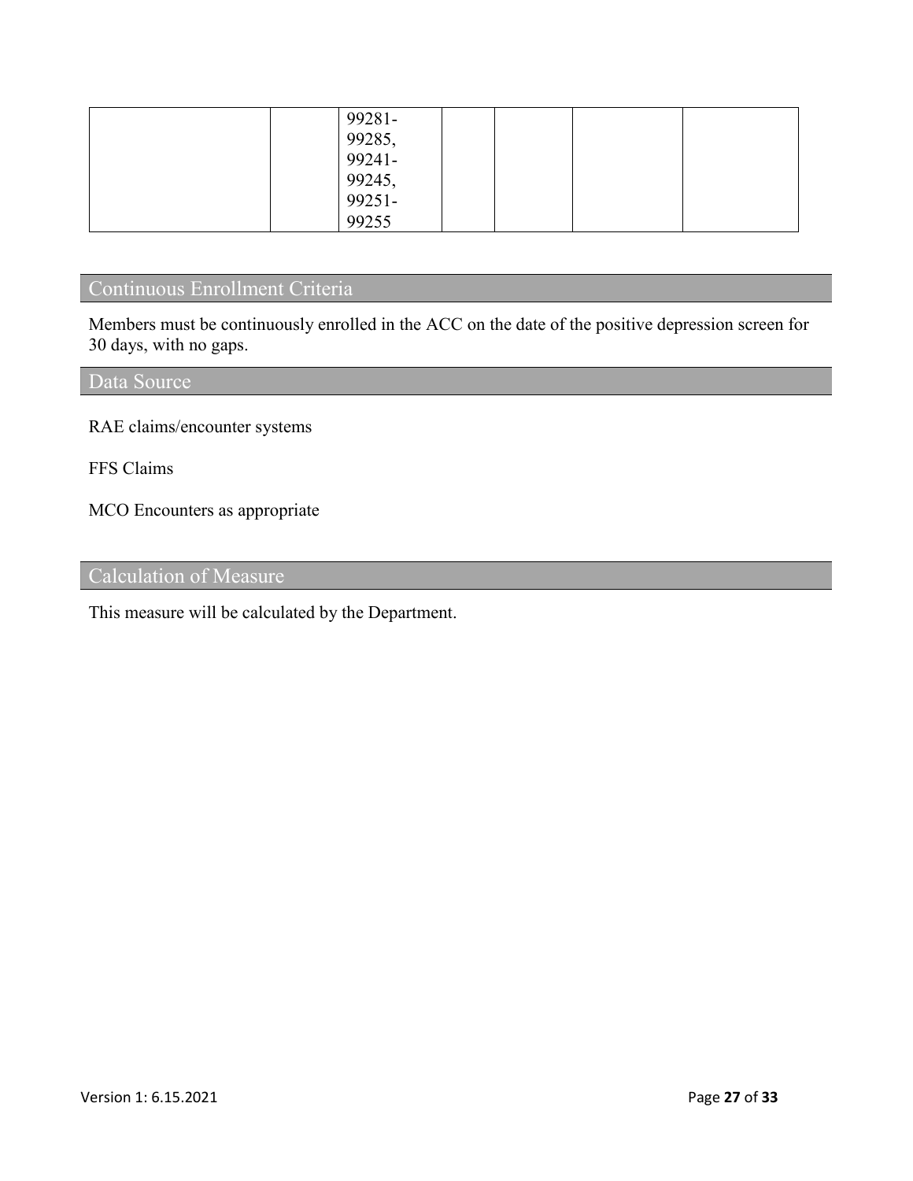| | | | | | | |
|---|---|---|---|---|---|---|
| | | 99281-99285, 99241-99245, 99251-99255 | | | | |

## Continuous Enrollment Criteria

Members must be continuously enrolled in the ACC on the date of the positive depression screen for 30 days, with no gaps.

## Data Source

RAE claims/encounter systems

FFS Claims

MCO Encounters as appropriate

## Calculation of Measure

This measure will be calculated by the Department.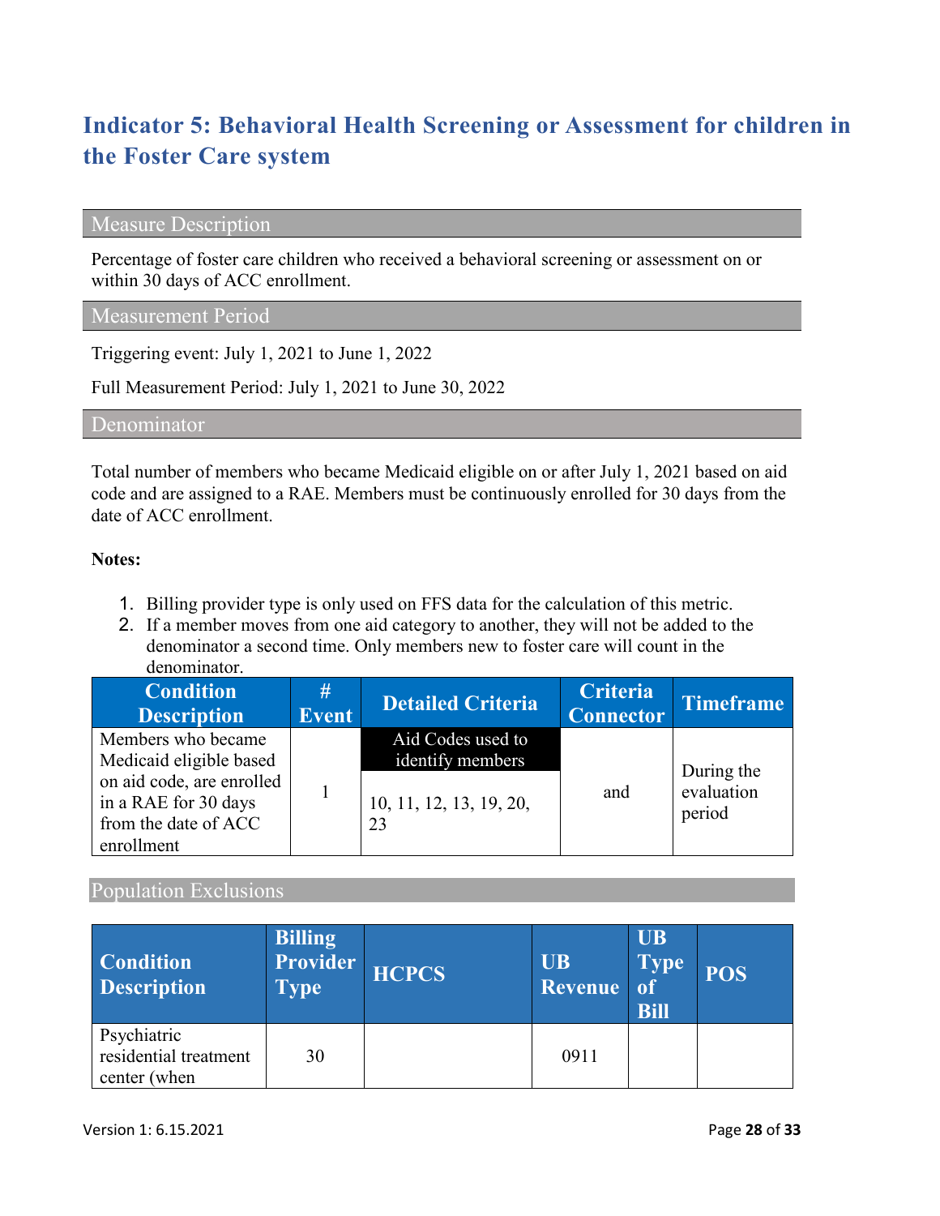# Indicator 5: Behavioral Health Screening or Assessment for children in the Foster Care system

## Measure Description

Percentage of foster care children who received a behavioral screening or assessment on or within 30 days of ACC enrollment.

## Measurement Period

Triggering event: July 1, 2021 to June 1, 2022

Full Measurement Period: July 1, 2021 to June 30, 2022

## Denominator

Total number of members who became Medicaid eligible on or after July 1, 2021 based on aid code and are assigned to a RAE. Members must be continuously enrolled for 30 days from the date of ACC enrollment.

**Notes:**

1. Billing provider type is only used on FFS data for the calculation of this metric.
2. If a member moves from one aid category to another, they will not be added to the denominator a second time. Only members new to foster care will count in the denominator.

| Condition Description | # Event | Detailed Criteria | Criteria Connector | Timeframe |
|---|---|---|---|---|
| Members who became Medicaid eligible based on aid code, are enrolled in a RAE for 30 days from the date of ACC enrollment | 1 | **Aid Codes used to identify members**<br>10, 11, 12, 13, 19, 20, 23 | and | During the evaluation period |

## Population Exclusions

| Condition Description | Billing Provider Type | HCPCS | UB Revenue | UB Type of Bill | POS |
|---|---|---|---|---|---|
| Psychiatric residential treatment center (when | 30 | | 0911 | | |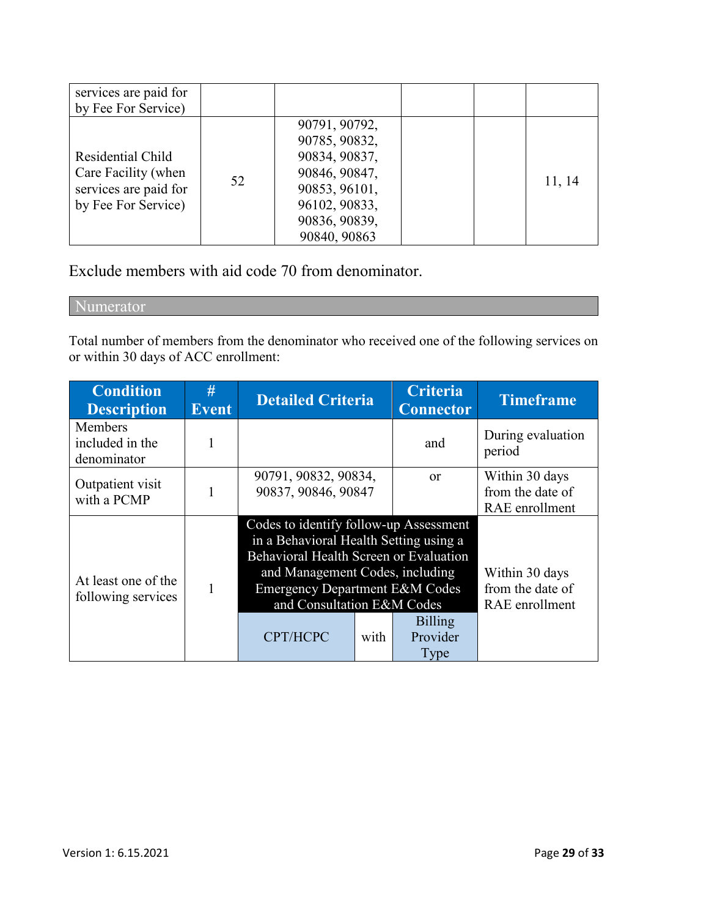| | | | | | |
|---|---|---|---|---|---|
| services are paid for by Fee For Service) | | | | | |
| Residential Child Care Facility (when services are paid for by Fee For Service) | 52 | 90791, 90792, 90785, 90832, 90834, 90837, 90846, 90847, 90853, 96101, 96102, 90833, 90836, 90839, 90840, 90863 | | | 11, 14 |

Exclude members with aid code 70 from denominator.

## Numerator

Total number of members from the denominator who received one of the following services on or within 30 days of ACC enrollment:

| Condition Description | # Event | Detailed Criteria | | Criteria Connector | Timeframe |
|---|---|---|---|---|---|
| Members included in the denominator | 1 | | | and | During evaluation period |
| Outpatient visit with a PCMP | 1 | 90791, 90832, 90834, 90837, 90846, 90847 | | or | Within 30 days from the date of RAE enrollment |
| At least one of the following services | 1 | Codes to identify follow-up Assessment in a Behavioral Health Setting using a Behavioral Health Screen or Evaluation and Management Codes, including Emergency Department E&M Codes and Consultation E&M Codes | | | Within 30 days from the date of RAE enrollment |
| | | CPT/HCPC | with | Billing Provider Type | |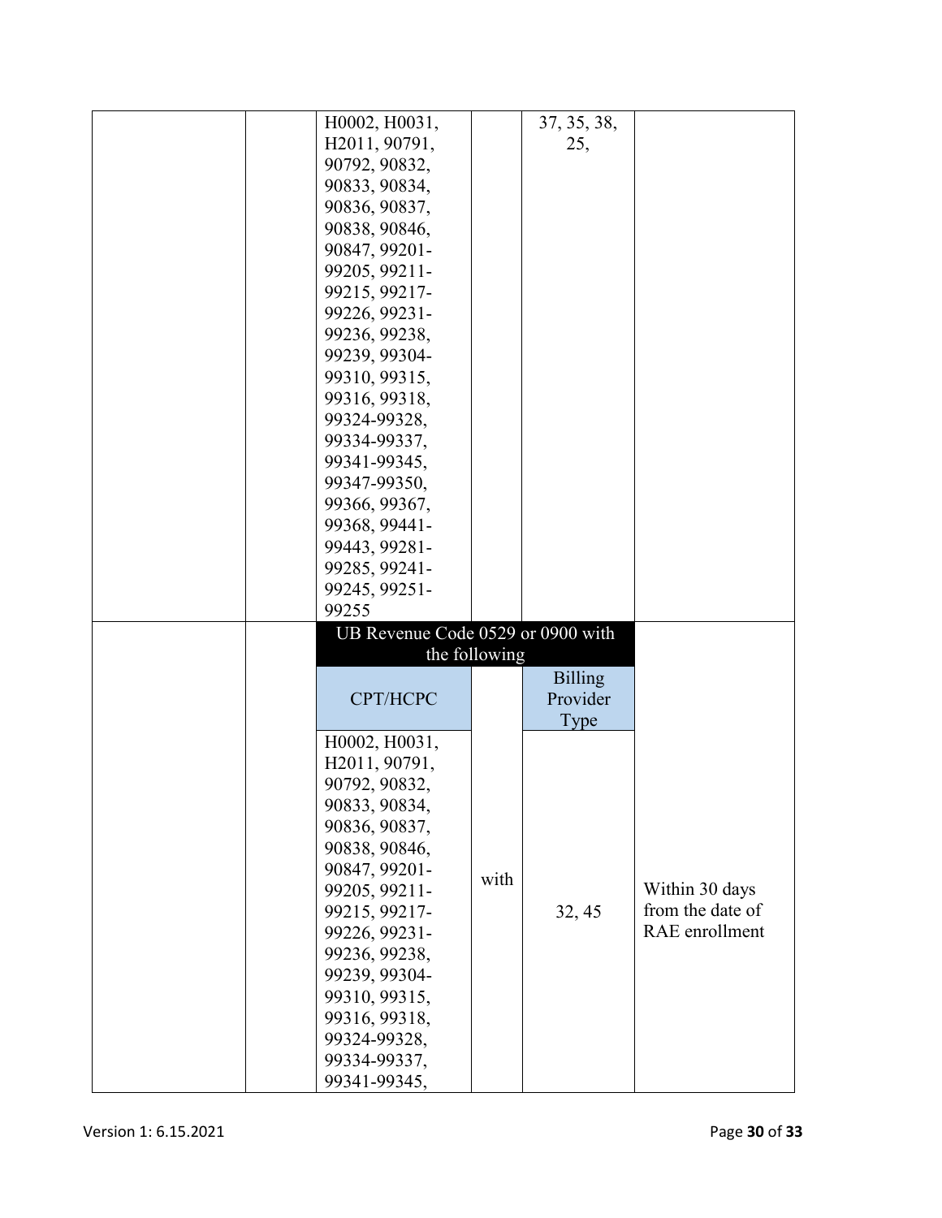| | | | | | |
|---|---|---|---|---|---|
| | | H0002, H0031, H2011, 90791, 90792, 90832, 90833, 90834, 90836, 90837, 90838, 90846, 90847, 99201-99205, 99211-99215, 99217-99226, 99231-99236, 99238, 99239, 99304-99310, 99315, 99316, 99318, 99324-99328, 99334-99337, 99341-99345, 99347-99350, 99366, 99367, 99368, 99441-99443, 99281-99285, 99241-99245, 99251-99255 | | 37, 35, 38, 25, | |
| | | **UB Revenue Code 0529 or 0900 with the following** | | | |
| | | CPT/HCPC | | Billing Provider Type | |
| | | H0002, H0031, H2011, 90791, 90792, 90832, 90833, 90834, 90836, 90837, 90838, 90846, 90847, 99201-99205, 99211-99215, 99217-99226, 99231-99236, 99238, 99239, 99304-99310, 99315, 99316, 99318, 99324-99328, 99334-99337, 99341-99345, | with | 32, 45 | Within 30 days from the date of RAE enrollment |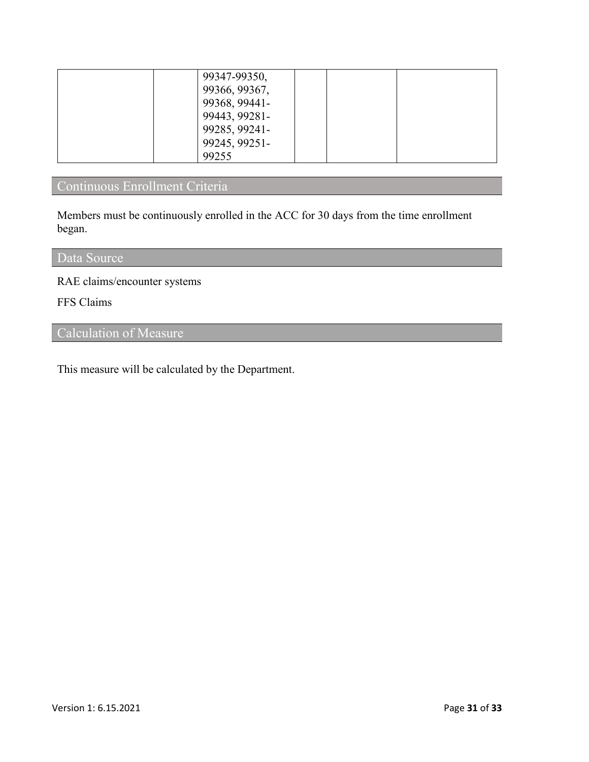|  |  | 99347-99350, 99366, 99367, 99368, 99441-99443, 99281-99285, 99241-99245, 99251-99255 |  |  |  |
|---|---|---|---|---|---|

## Continuous Enrollment Criteria

Members must be continuously enrolled in the ACC for 30 days from the time enrollment began.

## Data Source

RAE claims/encounter systems

FFS Claims

## Calculation of Measure

This measure will be calculated by the Department.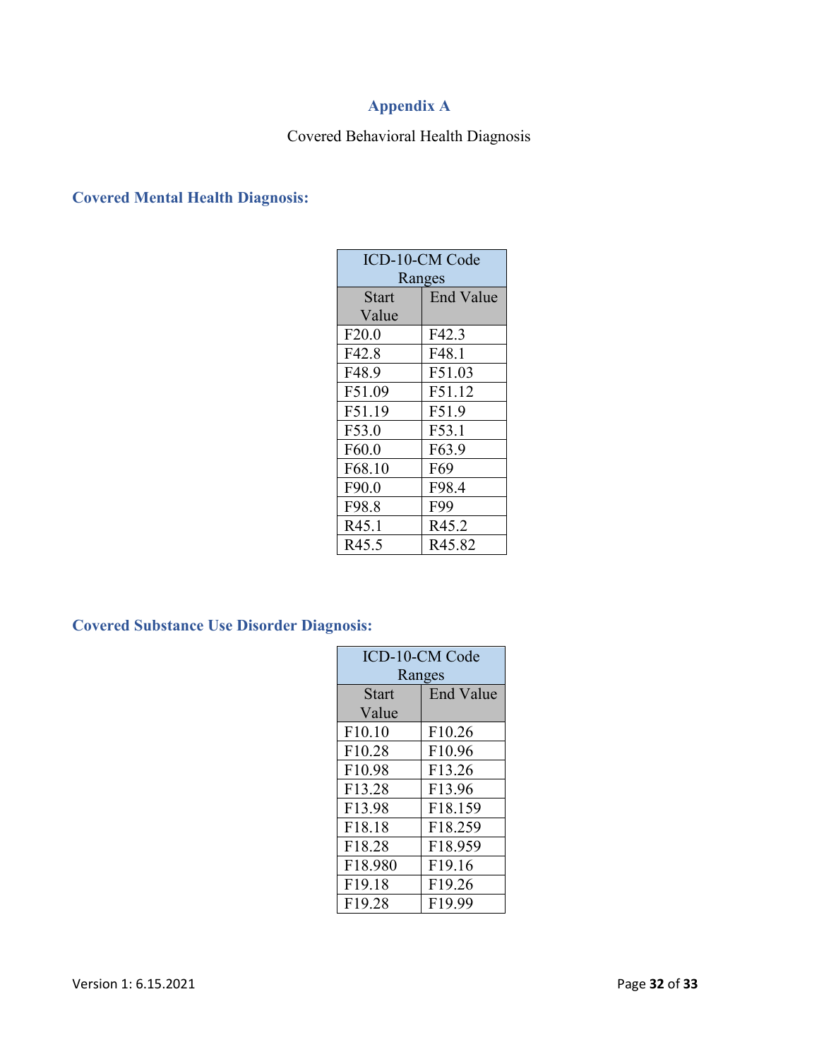# Appendix A

Covered Behavioral Health Diagnosis

## Covered Mental Health Diagnosis:

| ICD-10-CM Code Ranges | |
|---|---|
| Start Value | End Value |
| F20.0 | F42.3 |
| F42.8 | F48.1 |
| F48.9 | F51.03 |
| F51.09 | F51.12 |
| F51.19 | F51.9 |
| F53.0 | F53.1 |
| F60.0 | F63.9 |
| F68.10 | F69 |
| F90.0 | F98.4 |
| F98.8 | F99 |
| R45.1 | R45.2 |
| R45.5 | R45.82 |

## Covered Substance Use Disorder Diagnosis:

| ICD-10-CM Code Ranges | |
|---|---|
| Start Value | End Value |
| F10.10 | F10.26 |
| F10.28 | F10.96 |
| F10.98 | F13.26 |
| F13.28 | F13.96 |
| F13.98 | F18.159 |
| F18.18 | F18.259 |
| F18.28 | F18.959 |
| F18.980 | F19.16 |
| F19.18 | F19.26 |
| F19.28 | F19.99 |